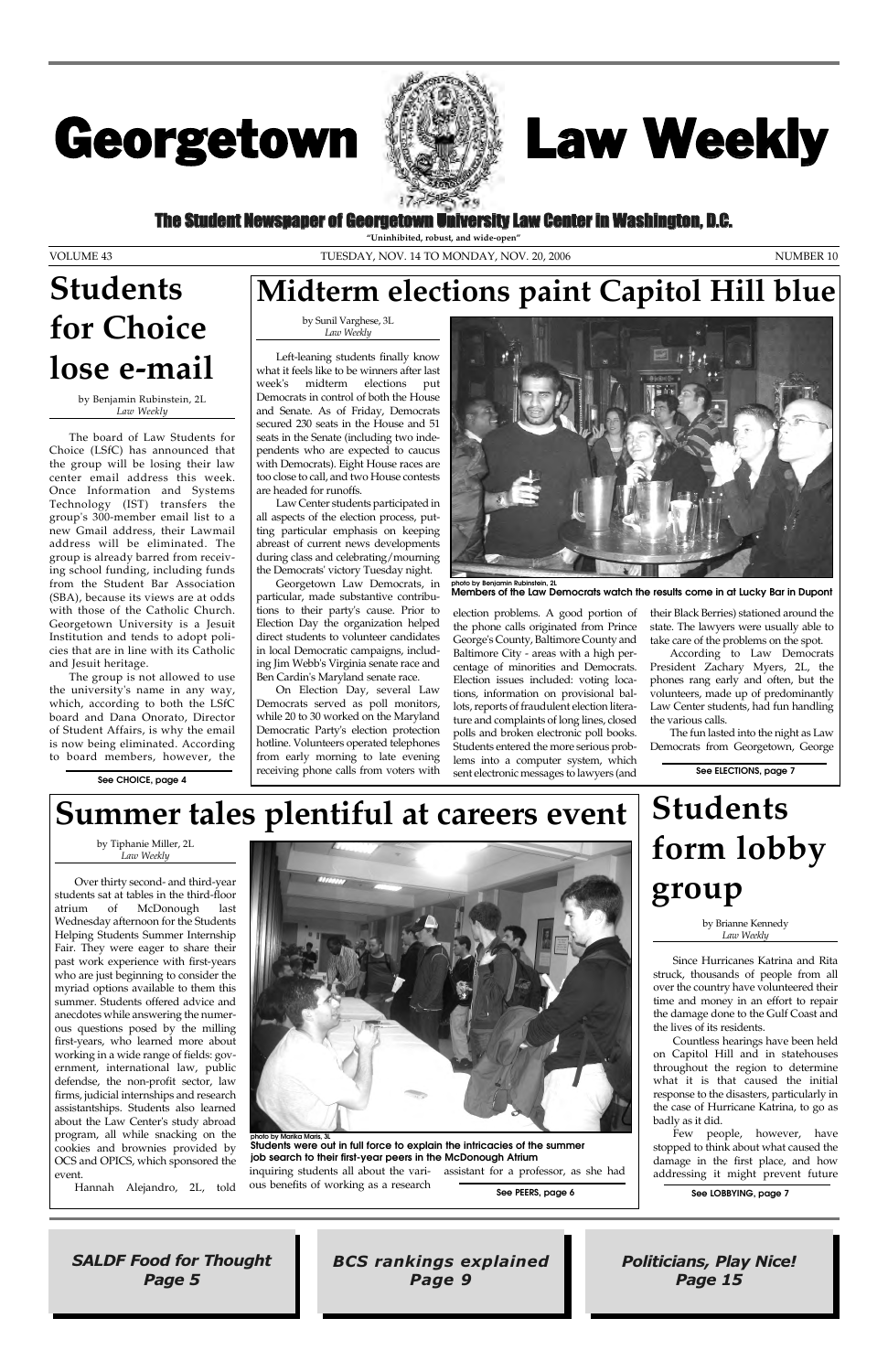# Georgetown Law Weekly

**The Student Newspaper of Georgetown University Law Center in Washington, D.C.**

"Uninhibited, robust, and wide-open"

VOLUME 43 — TUESDAY, NOV. 14 TO MONDAY, NOV. 20, 2006 — NUMBER 10

## Students for Choice lose e-mail

by Benjamin Rubinstein, 2L
*Law Weekly*

The board of Law Students for Choice (LSfC) has announced that the group will be losing their law center email address this week. Once Information and Systems Technology (IST) transfers the group's 300-member email list to a new Gmail address, their Lawmail address will be eliminated. The group is already barred from receiving school funding, including funds from the Student Bar Association (SBA), because its views are at odds with those of the Catholic Church. Georgetown University is a Jesuit Institution and tends to adopt policies that are in line with its Catholic and Jesuit heritage.

The group is not allowed to use the university's name in any way, which, according to both the LSfC board and Dana Onorato, Director of Student Affairs, is why the email is now being eliminated. According to board members, however, the

**See CHOICE, page 4**

## Midterm elections paint Capitol Hill blue

by Sunil Varghese, 3L
*Law Weekly*

Left-leaning students finally know what it feels like to be winners after last week's midterm elections put Democrats in control of both the House and Senate. As of Friday, Democrats secured 230 seats in the House and 51 seats in the Senate (including two independents who are expected to caucus with Democrats). Eight House races are too close to call, and two House contests are headed for runoffs.

Law Center students participated in all aspects of the election process, putting particular emphasis on keeping abreast of current news developments during class and celebrating/mourning the Democrats' victory Tuesday night.

Georgetown Law Democrats, in particular, made substantive contributions to their party's cause. Prior to Election Day the organization helped direct students to volunteer candidates in local Democratic campaigns, including Jim Webb's Virginia senate race and Ben Cardin's Maryland senate race.

On Election Day, several Law Democrats served as poll monitors, while 20 to 30 worked on the Maryland Democratic Party's election protection hotline. Volunteers operated telephones from early morning to late evening receiving phone calls from voters with election problems. A good portion of the phone calls originated from Prince George's County, Baltimore County and Baltimore City - areas with a high percentage of minorities and Democrats. Election issues included: voting locations, information on provisional ballots, reports of fraudulent election literature and complaints of long lines, closed polls and broken electronic poll books. Students entered the more serious problems into a computer system, which sent electronic messages to lawyers (and their Black Berries) stationed around the state. The lawyers were usually able to take care of the problems on the spot.

According to Law Democrats President Zachary Myers, 2L, the phones rang early and often, but the volunteers, made up of predominantly Law Center students, had fun handling the various calls.

The fun lasted into the night as Law Democrats from Georgetown, George

**See ELECTIONS, page 7**

photo by Benjamin Rubinstein, 2L
**Members of the Law Democrats watch the results come in at Lucky Bar in Dupont**

## Summer tales plentiful at careers event

by Tiphanie Miller, 2L
*Law Weekly*

Over thirty second- and third-year students sat at tables in the third-floor atrium of McDonough last Wednesday afternoon for the Students Helping Students Summer Internship Fair. They were eager to share their past work experience with first-years who are just beginning to consider the myriad options available to them this summer. Students offered advice and anecdotes while answering the numerous questions posed by the milling first-years, who learned more about working in a wide range of fields: government, international law, public defendse, the non-profit sector, law firms, judicial internships and research assistantships. Students also learned about the Law Center's study abroad program, all while snacking on the cookies and brownies provided by OCS and OPICS, which sponsored the event.

Hannah Alejandro, 2L, told inquiring students all about the various benefits of working as a research assistant for a professor, as she had

**See PEERS, page 6**

photo by Marika Maris, 3L
**Students were out in full force to explain the intricacies of the summer job search to their first-year peers in the McDonough Atrium**

## Students form lobby group

by Brianne Kennedy
*Law Weekly*

Since Hurricanes Katrina and Rita struck, thousands of people from all over the country have volunteered their time and money in an effort to repair the damage done to the Gulf Coast and the lives of its residents.

Countless hearings have been held on Capitol Hill and in statehouses throughout the region to determine what it is that caused the initial response to the disasters, particularly in the case of Hurricane Katrina, to go as badly as it did.

Few people, however, have stopped to think about what caused the damage in the first place, and how addressing it might prevent future

**See LOBBYING, page 7**

***SALDF Food for Thought*** ***Page 5***

***BCS rankings explained*** ***Page 9***

***Politicians, Play Nice!*** ***Page 15***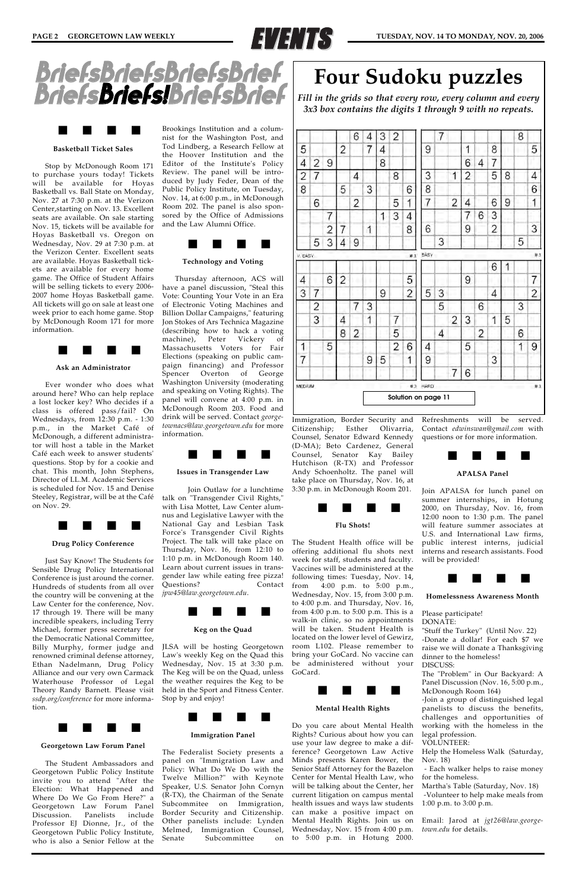# Briefs!

## Basketball Ticket Sales

Stop by McDonough Room 171 to purchase yours today! Tickets will be available for Hoyas Basketball vs. Ball State on Monday, Nov. 27 at 7:30 p.m. at the Verizon Center,starting on Nov. 13. Excellent seats are available. On sale starting Nov. 15, tickets will be available for Hoyas Basketball vs. Oregon on Wednesday, Nov. 29 at 7:30 p.m. at the Verizon Center. Excellent seats are available. Hoyas Basketball tickets are available for every home game. The Office of Student Affairs will be selling tickets to every 2006-2007 home Hoyas Basketball game. All tickets will go on sale at least one week prior to each home game. Stop by McDonough Room 171 for more information.

## Ask an Administrator

Ever wonder who does what around here? Who can help replace a lost locker key? Who decides if a class is offered pass/fail? On Wednesdays, from 12:30 p.m. - 1:30 p.m., in the Market Café of McDonough, a different administrator will host a table in the Market Café each week to answer students' questions. Stop by for a cookie and chat. This month, John Stephens, Director of LL.M. Academic Services is scheduled for Nov. 15 and Denise Steeley, Registrar, will be at the Café on Nov. 29.

## Drug Policy Conference

Just Say Know! The Students for Sensible Drug Policy International Conference is just around the corner. Hundreds of students from all over the country will be convening at the Law Center for the conference, Nov. 17 through 19. There will be many incredible speakers, including Terry Michael, former press secretary for the Democratic National Committee, Billy Murphy, former judge and renowned criminal defense attorney, Ethan Nadelmann, Drug Policy Alliance and our very own Carmack Waterhouse Professor of Legal Theory Randy Barnett. Please visit *ssdp.org/conference* for more information.

## Georgetown Law Forum Panel

The Student Ambassadors and Georgetown Public Policy Institute invite you to attend "After the Election: What Happened and Where Do We Go From Here?" a Georgetown Law Forum Panel Discussion. Panelists include Professor EJ Dionne, Jr., of the Georgetown Public Policy Institute, who is also a Senior Fellow at the Brookings Institution and a columnist for the Washington Post, and Tod Lindberg, a Research Fellow at the Hoover Institution and the Editor of the Institute's Policy Review. The panel will be introduced by Judy Feder, Dean of the Public Policy Institute, on Tuesday, Nov. 14, at 6:00 p.m., in McDonough Room 202. The panel is also sponsored by the Office of Admissions and the Law Alumni Office.

## Technology and Voting

Thursday afternoon, ACS will have a panel discussion, "Steal this Vote: Counting Your Vote in an Era of Electronic Voting Machines and Billion Dollar Campaigns," featuring Jon Stokes of Ars Technica Magazine (describing how to hack a voting machine), Peter Vickery of Massachusetts Voters for Fair Elections (speaking on public campaign financing) and Professor Spencer Overton of George Washington University (moderating and speaking on Voting Rights). The panel will convene at 4:00 p.m. in McDonough Room 203. Food and drink will be served. Contact *georgetownacs@law.georgetown.edu* for more information.

## Issues in Transgender Law

Join Outlaw for a lunchtime talk on "Transgender Civil Rights," with Lisa Mottet, Law Center alumnus and Legislative Lawyer with the National Gay and Lesbian Task Force's Transgender Civil Rights Project. The talk will take place on Thursday, Nov. 16, from 12:10 to 1:10 p.m. in McDonough Room 140. Learn about current issues in transgender law while eating free pizza! Questions? Contact *jpw45@law.georgetown.edu*.

## Keg on the Quad

JLSA will be hosting Georgetown Law's weekly Keg on the Quad this Wednesday, Nov. 15 at 3:30 p.m. The Keg will be on the Quad, unless the weather requires the Keg to be held in the Sport and Fitness Center. Stop by and enjoy!

## Immigration Panel

The Federalist Society presents a panel on "Immigration Law and Policy: What Do We Do with the Twelve Million?" with Keynote Speaker, U.S. Senator John Cornyn (R-TX), the Chairman of the Senate Subcommittee on Immigration, Border Security and Citizenship. Other panelists include: Lynden Melmed, Immigration Counsel, Senate Subcommittee on Immigration, Border Security and Citizenship; Esther Olivarria, Counsel, Senator Edward Kennedy (D-MA); Beto Cardenez, General Counsel, Senator Kay Bailey Hutchison (R-TX) and Professor Andy Schoenholtz. The panel will take place on Thursday, Nov. 16, at 3:30 p.m. in McDonough Room 201.

## Flu Shots!

The Student Health office will be offering additional flu shots next week for staff, students and faculty. Vaccines will be administered at the following times: Tuesday, Nov. 14, from 4:00 p.m. to 5:00 p.m., Wednesday, Nov. 15, from 3:00 p.m. to 4:00 p.m. and Thursday, Nov. 16, from 4:00 p.m. to 5:00 p.m. This is a walk-in clinic, so no appointments will be taken. Student Health is located on the lower level of Gewirz, room L102. Please remember to bring your GoCard. No vaccine can be administered without your GoCard.

## Mental Health Rights

Do you care about Mental Health Rights? Curious about how you can use your law degree to make a difference? Georgetown Law Active Minds presents Karen Bower, the Senior Staff Attorney for the Bazelon Center for Mental Health Law, who will be talking about the Center, her current litigation on campus mental health issues and ways law students can make a positive impact on Mental Health Rights. Join us on Wednesday, Nov. 15 from 4:00 p.m. to 5:00 p.m. in Hotung 2000. Refreshments will be served. Contact *edwinswan@gmail.com* with questions or for more information.

## APALSA Panel

Join APALSA for lunch panel on summer internships, in Hotung 2000, on Thursday, Nov. 16, from 12:00 noon to 1:30 p.m. The panel will feature summer associates at U.S. and International law firms, public interest interns, judicial interns and research assistants. Food will be provided!

## Homelessness Awareness Month

Please participate!

DONATE:

"Stuff the Turkey" (Until Nov. 22)

-Donate a dollar! For each $7 we raise we will donate a Thanksgiving dinner to the homeless!

DISCUSS:

The "Problem" in Our Backyard: A Panel Discussion (Nov. 16, 5:00 p.m., McDonough Room 164)

-Join a group of distinguished legal panelists to discuss the benefits, challenges and opportunities of working with the homeless in the legal profession.

VOLUNTEER:

Help the Homeless Walk (Saturday, Nov. 18)

- Each walker helps to raise money for the homeless.

Martha's Table (Saturday, Nov. 18)

-Volunteer to help make meals from 1:00 p.m. to 3:00 p.m.

Email: Jarod at *jgt26@law.georgetown.edu* for details.

# Four Sudoku puzzles

***Fill in the grids so that every row, every column and every 3x3 box contains the digits 1 through 9 with no repeats.***

V. EASY #3

| | | | | | | | | |
|---|---|---|---|---|---|---|---|---|
| | | | | 6 | 4 | 3 | 2 | |
| 5 | | | 2 | | 7 | 4 | | |
| 4 | 2 | 9 | | | | 8 | | |
| 2 | 7 | | | 4 | | | 8 | |
| 8 | | | 5 | | 3 | | | 6 |
| | 6 | | | 2 | | | 5 | 1 |
| | | 7 | | | | 1 | 3 | 4 |
| | | 2 | 7 | | 1 | | | 8 |
| | 5 | 3 | 4 | 9 | | | | |

EASY #3

| | | | | | | | | |
|---|---|---|---|---|---|---|---|---|
| | 7 | | | | | | 8 | |
| 9 | | | 1 | | 8 | | | 5 |
| | | | 6 | 4 | 7 | | | |
| 3 | | 1 | 2 | | 5 | 8 | | 4 |
| 8 | | | | | | | | 6 |
| 7 | | 2 | 4 | | 6 | 9 | | 1 |
| | | | 7 | 6 | 3 | | | |
| 6 | | | 9 | | 2 | | | 3 |
| | 3 | | | | | | 5 | |

MEDIUM #3

| | | | | | | | | |
|---|---|---|---|---|---|---|---|---|
| | | | | | | | | |
| 4 | | 6 | 2 | | | | | 5 |
| 3 | 7 | | | | | 9 | | 2 |
| | 2 | | | 7 | 3 | | | |
| | 3 | | 4 | | 1 | | 7 | |
| | | | 8 | 2 | | | 5 | |
| 1 | | 5 | | | | | 2 | 6 |
| 7 | | | | | 9 | 5 | | 1 |
| | | | | | | | | |

HARD #3

| | | | | | | | | |
|---|---|---|---|---|---|---|---|---|
| | | | | | 6 | 1 | | |
| | | | 9 | | | | | 7 |
| 5 | 3 | | | | 4 | | | 2 |
| | 5 | | | 6 | | | 3 | |
| | | 2 | 3 | | 1 | 5 | | |
| | 4 | | | 2 | | | 6 | |
| 4 | | | 5 | | | | 1 | 9 |
| 9 | | | | | 3 | | | |
| | | 7 | 6 | | | | | |

Solution on page 11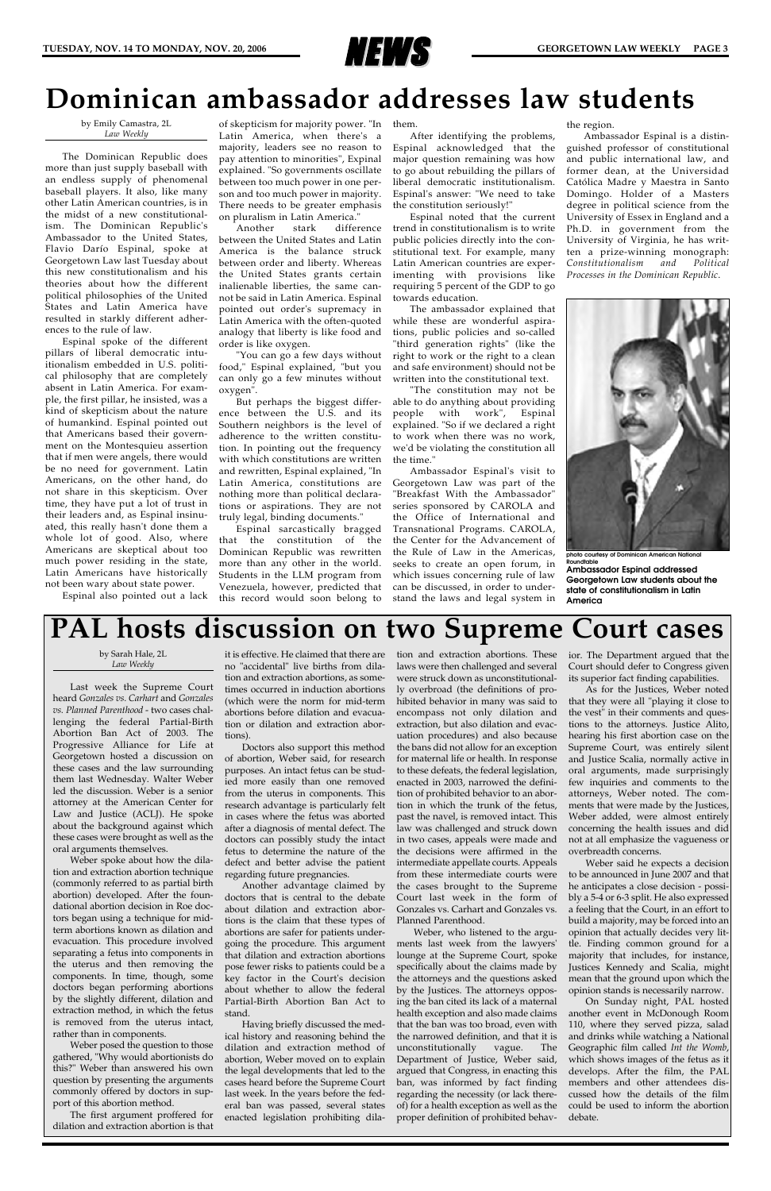# Dominican ambassador addresses law students

by Emily Camastra, 2L
*Law Weekly*

The Dominican Republic does more than just supply baseball with an endless supply of phenomenal baseball players. It also, like many other Latin American countries, is in the midst of a new constitutionalism. The Dominican Republic's Ambassador to the United States, Flavio Darío Espinal, spoke at Georgetown Law last Tuesday about this new constitutionalism and his theories about how the different political philosophies of the United States and Latin America have resulted in starkly different adherences to the rule of law.

Espinal spoke of the different pillars of liberal democratic intuitionalism embedded in U.S. political philosophy that are completely absent in Latin America. For example, the first pillar, he insisted, was a kind of skepticism about the nature of humankind. Espinal pointed out that Americans based their government on the Montesquieu assertion that if men were angels, there would be no need for government. Latin Americans, on the other hand, do not share in this skepticism. Over time, they have put a lot of trust in their leaders and, as Espinal insinuated, this really hasn't done them a whole lot of good. Also, where Americans are skeptical about too much power residing in the state, Latin Americans have historically not been wary about state power.

Espinal also pointed out a lack of skepticism for majority power. "In Latin America, when there's a majority, leaders see no reason to pay attention to minorities", Espinal explained. "So governments oscillate between too much power in one person and too much power in majority. There needs to be greater emphasis on pluralism in Latin America."

Another stark difference between the United States and Latin America is the balance struck between order and liberty. Whereas the United States grants certain inalienable liberties, the same cannot be said in Latin America. Espinal pointed out order's supremacy in Latin America with the often-quoted analogy that liberty is like food and order is like oxygen.

"You can go a few days without food," Espinal explained, "but you can only go a few minutes without oxygen".

But perhaps the biggest difference between the U.S. and its Southern neighbors is the level of adherence to the written constitution. In pointing out the frequency with which constitutions are written and rewritten, Espinal explained, "In Latin America, constitutions are nothing more than political declarations or aspirations. They are not truly legal, binding documents."

Espinal sarcastically bragged that the constitution of the Dominican Republic was rewritten more than any other in the world. Students in the LLM program from Venezuela, however, predicted that this record would soon belong to them.

After identifying the problems, Espinal acknowledged that the major question remaining was how to go about rebuilding the pillars of liberal democratic institutionalism. Espinal's answer: "We need to take the constitution seriously!"

Espinal noted that the current trend in constitutionalism is to write public policies directly into the constitutional text. For example, many Latin American countries are experimenting with provisions like requiring 5 percent of the GDP to go towards education.

The ambassador explained that while these are wonderful aspirations, public policies and so-called "third generation rights" (like the right to work or the right to a clean and safe environment) should not be written into the constitutional text.

"The constitution may not be able to do anything about providing people with work", Espinal explained. "So if we declared a right to work when there was no work, we'd be violating the constitution all the time."

Ambassador Espinal's visit to Georgetown Law was part of the "Breakfast With the Ambassador" series sponsored by CAROLA and the Office of International and Transnational Programs. CAROLA, the Center for the Advancement of the Rule of Law in the Americas, seeks to create an open forum, in which issues concerning rule of law can be discussed, in order to understand the laws and legal system in the region.

Ambassador Espinal is a distinguished professor of constitutional and public international law, and former dean, at the Universidad Católica Madre y Maestra in Santo Domingo. Holder of a Masters degree in political science from the University of Essex in England and a Ph.D. in government from the University of Virginia, he has written a prize-winning monograph: *Constitutionalism and Political Processes in the Dominican Republic*.

photo courtesy of Dominican American National Roundtable

**Ambassador Espinal addressed Georgetown Law students about the state of constitutionalism in Latin America**

# PAL hosts discussion on two Supreme Court cases

by Sarah Hale, 2L
*Law Weekly*

Last week the Supreme Court heard *Gonzales vs. Carhart* and *Gonzales vs. Planned Parenthood* - two cases challenging the federal Partial-Birth Abortion Ban Act of 2003. The Progressive Alliance for Life at Georgetown hosted a discussion on these cases and the law surrounding them last Wednesday. Walter Weber led the discussion. Weber is a senior attorney at the American Center for Law and Justice (ACLJ). He spoke about the background against which these cases were brought as well as the oral arguments themselves.

Weber spoke about how the dilation and extraction abortion technique (commonly referred to as partial birth abortion) developed. After the foundational abortion decision in Roe doctors began using a technique for midterm abortions known as dilation and evacuation. This procedure involved separating a fetus into components in the uterus and then removing the components. In time, though, some doctors began performing abortions by the slightly different, dilation and extraction method, in which the fetus is removed from the uterus intact, rather than in components.

Weber posed the question to those gathered, "Why would abortionists do this?" Weber than answered his own question by presenting the arguments commonly offered by doctors in support of this abortion method.

The first argument proffered for dilation and extraction abortion is that it is effective. He claimed that there are no "accidental" live births from dilation and extraction abortions, as sometimes occurred in induction abortions (which were the norm for mid-term abortions before dilation and evacuation or dilation and extraction abortions).

Doctors also support this method of abortion, Weber said, for research purposes. An intact fetus can be studied more easily than one removed from the uterus in components. This research advantage is particularly felt in cases where the fetus was aborted after a diagnosis of mental defect. The doctors can possibly study the intact fetus to determine the nature of the defect and better advise the patient regarding future pregnancies.

Another advantage claimed by doctors that is central to the debate about dilation and extraction abortions is the claim that these types of abortions are safer for patients undergoing the procedure. This argument that dilation and extraction abortions pose fewer risks to patients could be a key factor in the Court's decision about whether to allow the federal Partial-Birth Abortion Ban Act to stand.

Having briefly discussed the medical history and reasoning behind the dilation and extraction method of abortion, Weber moved on to explain the legal developments that led to the cases heard before the Supreme Court last week. In the years before the federal ban was passed, several states enacted legislation prohibiting dilation and extraction abortions. These laws were then challenged and several were struck down as unconstitutionally overbroad (the definitions of prohibited behavior in many was said to encompass not only dilation and extraction, but also dilation and evacuation procedures) and also because the bans did not allow for an exception for maternal life or health. In response to these defeats, the federal legislation, enacted in 2003, narrowed the definition of prohibited behavior to an abortion in which the trunk of the fetus, past the navel, is removed intact. This law was challenged and struck down in two cases, appeals were made and the decisions were affirmed in the intermediate appellate courts. Appeals from these intermediate courts were the cases brought to the Supreme Court last week in the form of Gonzales vs. Carhart and Gonzales vs. Planned Parenthood.

Weber, who listened to the arguments last week from the lawyers' lounge at the Supreme Court, spoke specifically about the claims made by the attorneys and the questions asked by the Justices. The attorneys opposing the ban cited its lack of a maternal health exception and also made claims that the ban was too broad, even with the narrowed definition, and that it is unconstitutionally vague. The Department of Justice, Weber said, argued that Congress, in enacting this ban, was informed by fact finding regarding the necessity (or lack thereof) for a health exception as well as the proper definition of prohibited behavior. The Department argued that the Court should defer to Congress given its superior fact finding capabilities.

As for the Justices, Weber noted that they were all "playing it close to the vest" in their comments and questions to the attorneys. Justice Alito, hearing his first abortion case on the Supreme Court, was entirely silent and Justice Scalia, normally active in oral arguments, made surprisingly few inquiries and comments to the attorneys, Weber noted. The comments that were made by the Justices, Weber added, were almost entirely concerning the health issues and did not at all emphasize the vagueness or overbreadth concerns.

Weber said he expects a decision to be announced in June 2007 and that he anticipates a close decision - possibly a 5-4 or 6-3 split. He also expressed a feeling that the Court, in an effort to build a majority, may be forced into an opinion that actually decides very little. Finding common ground for a majority that includes, for instance, Justices Kennedy and Scalia, might mean that the ground upon which the opinion stands is necessarily narrow.

On Sunday night, PAL hosted another event in McDonough Room 110, where they served pizza, salad and drinks while watching a National Geographic film called *Int the Womb*, which shows images of the fetus as it develops. After the film, the PAL members and other attendees discussed how the details of the film could be used to inform the abortion debate.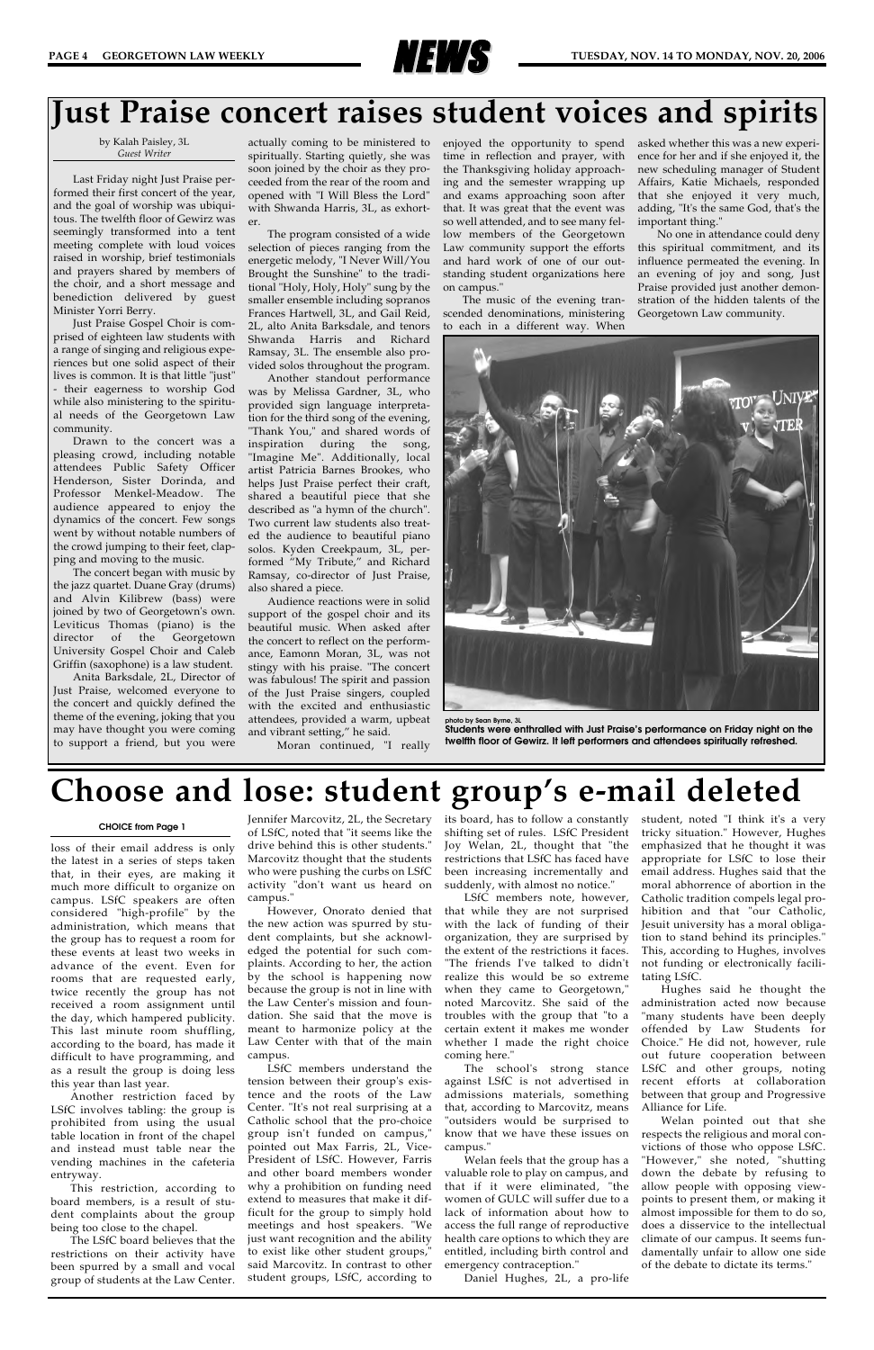# Just Praise concert raises student voices and spirits

by Kalah Paisley, 3L
*Guest Writer*

Last Friday night Just Praise performed their first concert of the year, and the goal of worship was ubiquitous. The twelfth floor of Gewirz was seemingly transformed into a tent meeting complete with loud voices raised in worship, brief testimonials and prayers shared by members of the choir, and a short message and benediction delivered by guest Minister Yorri Berry.

Just Praise Gospel Choir is comprised of eighteen law students with a range of singing and religious experiences but one solid aspect of their lives is common. It is that little "just" - their eagerness to worship God while also ministering to the spiritual needs of the Georgetown Law community.

Drawn to the concert was a pleasing crowd, including notable attendees Public Safety Officer Henderson, Sister Dorinda, and Professor Menkel-Meadow. The audience appeared to enjoy the dynamics of the concert. Few songs went by without notable numbers of the crowd jumping to their feet, clapping and moving to the music.

The concert began with music by the jazz quartet. Duane Gray (drums) and Alvin Kilibrew (bass) were joined by two of Georgetown's own. Leviticus Thomas (piano) is the director of the Georgetown University Gospel Choir and Caleb Griffin (saxophone) is a law student.

Anita Barksdale, 2L, Director of Just Praise, welcomed everyone to the concert and quickly defined the theme of the evening, joking that you may have thought you were coming to support a friend, but you were actually coming to be ministered to spiritually. Starting quietly, she was soon joined by the choir as they proceeded from the rear of the room and opened with "I Will Bless the Lord" with Shwanda Harris, 3L, as exhorter.

The program consisted of a wide selection of pieces ranging from the energetic melody, "I Never Will/You Brought the Sunshine" to the traditional "Holy, Holy, Holy" sung by the smaller ensemble including sopranos Frances Hartwell, 3L, and Gail Reid, 2L, alto Anita Barksdale, and tenors Shwanda Harris and Richard Ramsay, 3L. The ensemble also provided solos throughout the program.

Another standout performance was by Melissa Gardner, 3L, who provided sign language interpretation for the third song of the evening, "Thank You," and shared words of inspiration during the song, "Imagine Me". Additionally, local artist Patricia Barnes Brookes, who helps Just Praise perfect their craft, shared a beautiful piece that she described as "a hymn of the church". Two current law students also treated the audience to beautiful piano solos. Kyden Creekpaum, 3L, performed "My Tribute," and Richard Ramsay, co-director of Just Praise, also shared a piece.

Audience reactions were in solid support of the gospel choir and its beautiful music. When asked after the concert to reflect on the performance, Eamonn Moran, 3L, was not stingy with his praise. "The concert was fabulous! The spirit and passion of the Just Praise singers, coupled with the excited and enthusiastic attendees, provided a warm, upbeat and vibrant setting," he said.

Moran continued, "I really enjoyed the opportunity to spend time in reflection and prayer, with the Thanksgiving holiday approaching and the semester wrapping up and exams approaching soon after that. It was great that the event was so well attended, and to see many fellow members of the Georgetown Law community support the efforts and hard work of one of our outstanding student organizations here on campus."

The music of the evening transcended denominations, ministering to each in a different way. When asked whether this was a new experience for her and if she enjoyed it, the new scheduling manager of Student Affairs, Katie Michaels, responded that she enjoyed it very much, adding, "It's the same God, that's the important thing."

No one in attendance could deny this spiritual commitment, and its influence permeated the evening. In an evening of joy and song, Just Praise provided just another demonstration of the hidden talents of the Georgetown Law community.

photo by Sean Byrne, 3L

**Students were enthralled with Just Praise's performance on Friday night on the twelfth floor of Gewirz. It left performers and attendees spiritually refreshed.**

# Choose and lose: student group's e-mail deleted

**CHOICE from Page 1**

loss of their email address is only the latest in a series of steps taken that, in their eyes, are making it much more difficult to organize on campus. LSfC speakers are often considered "high-profile" by the administration, which means that the group has to request a room for these events at least two weeks in advance of the event. Even for rooms that are requested early, twice recently the group has not received a room assignment until the day, which hampered publicity. This last minute room shuffling, according to the board, has made it difficult to have programming, and as a result the group is doing less this year than last year.

Another restriction faced by LSfC involves tabling: the group is prohibited from using the usual table location in front of the chapel and instead must table near the vending machines in the cafeteria entryway.

This restriction, according to board members, is a result of student complaints about the group being too close to the chapel.

The LSfC board believes that the restrictions on their activity have been spurred by a small and vocal group of students at the Law Center. Jennifer Marcovitz, 2L, the Secretary of LSfC, noted that "it seems like the drive behind this is other students." Marcovitz thought that the students who were pushing the curbs on LSfC activity "don't want us heard on campus."

However, Onorato denied that the new action was spurred by student complaints, but she acknowledged the potential for such complaints. According to her, the action by the school is happening now because the group is not in line with the Law Center's mission and foundation. She said that the move is meant to harmonize policy at the Law Center with that of the main campus.

LSfC members understand the tension between their group's existence and the roots of the Law Center. "It's not real surprising at a Catholic school that the pro-choice group isn't funded on campus," pointed out Max Farris, 2L, Vice-President of LSfC. However, Farris and other board members wonder why a prohibition on funding need extend to measures that make it difficult for the group to simply hold meetings and host speakers. "We just want recognition and the ability to exist like other student groups," said Marcovitz. In contrast to other student groups, LSfC, according to its board, has to follow a constantly shifting set of rules. LSfC President Joy Welan, 2L, thought that "the restrictions that LSfC has faced have been increasing incrementally and suddenly, with almost no notice."

LSfC members note, however, that while they are not surprised with the lack of funding of their organization, they are surprised by the extent of the restrictions it faces. "The friends I've talked to didn't realize this would be so extreme when they came to Georgetown," noted Marcovitz. She said of the troubles with the group that "to a certain extent it makes me wonder whether I made the right choice coming here."

The school's strong stance against LSfC is not advertised in admissions materials, something that, according to Marcovitz, means "outsiders would be surprised to know that we have these issues on campus."

Welan feels that the group has a valuable role to play on campus, and that if it were eliminated, "the women of GULC will suffer due to a lack of information about how to access the full range of reproductive health care options to which they are entitled, including birth control and emergency contraception."

Daniel Hughes, 2L, a pro-life student, noted "I think it's a very tricky situation." However, Hughes emphasized that he thought it was appropriate for LSfC to lose their email address. Hughes said that the moral abhorrence of abortion in the Catholic tradition compels legal prohibition and that "our Catholic, Jesuit university has a moral obligation to stand behind its principles." This, according to Hughes, involves not funding or electronically facilitating LSfC.

Hughes said he thought the administration acted now because "many students have been deeply offended by Law Students for Choice." He did not, however, rule out future cooperation between LSfC and other groups, noting recent efforts at collaboration between that group and Progressive Alliance for Life.

Welan pointed out that she respects the religious and moral convictions of those who oppose LSfC. "However," she noted, "shutting down the debate by refusing to allow people with opposing viewpoints to present them, or making it almost impossible for them to do so, does a disservice to the intellectual climate of our campus. It seems fundamentally unfair to allow one side of the debate to dictate its terms."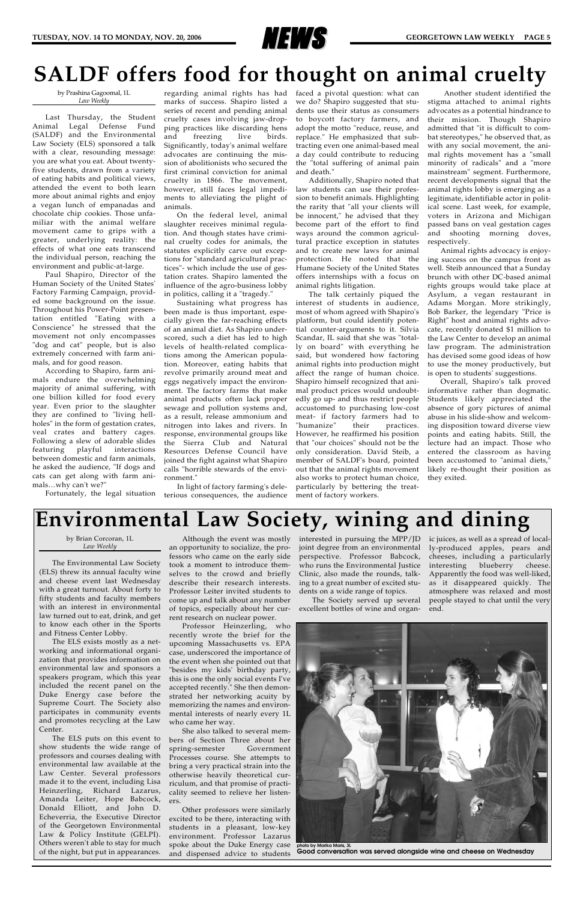# SALDF offers food for thought on animal cruelty

by Prashina Gagoomal, 1L
*Law Weekly*

Last Thursday, the Student Animal Legal Defense Fund (SALDF) and the Environmental Law Society (ELS) sponsored a talk with a clear, resounding message: you are what you eat. About twenty-five students, drawn from a variety of eating habits and political views, attended the event to both learn more about animal rights and enjoy a vegan lunch of empanadas and chocolate chip cookies. Those unfamiliar with the animal welfare movement came to grips with a greater, underlying reality: the effects of what one eats transcend the individual person, reaching the environment and public-at-large.

Paul Shapiro, Director of the Human Society of the United States' Factory Farming Campaign, provided some background on the issue. Throughout his Power-Point presentation entitled "Eating with a Conscience" he stressed that the movement not only encompasses "dog and cat" people, but is also extremely concerned with farm animals, and for good reason.

According to Shapiro, farm animals endure the overwhelming majority of animal suffering, with one billion killed for food every year. Even prior to the slaughter they are confined to "living hell-holes" in the form of gestation crates, veal crates and battery cages. Following a slew of adorable slides featuring playful interactions between domestic and farm animals, he asked the audience, "If dogs and cats can get along with farm animals…why can't we?"

Fortunately, the legal situation regarding animal rights has had marks of success. Shapiro listed a series of recent and pending animal cruelty cases involving jaw-dropping practices like discarding hens and freezing live birds. Significantly, today's animal welfare advocates are continuing the mission of abolitionists who secured the first criminal conviction for animal cruelty in 1866. The movement, however, still faces legal impediments to alleviating the plight of animals.

On the federal level, animal slaughter receives minimal regulation. And though states have criminal cruelty codes for animals, the statutes explicitly carve out exceptions for "standard agricultural practices"- which include the use of gestation crates. Shapiro lamented the influence of the agro-business lobby in politics, calling it a "tragedy."

Sustaining what progress has been made is thus important, especially given the far-reaching effects of an animal diet. As Shapiro underscored, such a diet has led to high levels of health-related complications among the American population. Moreover, eating habits that revolve primarily around meat and eggs negatively impact the environment. The factory farms that make animal products often lack proper sewage and pollution systems and, as a result, release ammonium and nitrogen into lakes and rivers. In response, environmental groups like the Sierra Club and Natural Resources Defense Council have joined the fight against what Shapiro calls "horrible stewards of the environment."

In light of factory farming's deleterious consequences, the audience faced a pivotal question: what can we do? Shapiro suggested that students use their status as consumers to boycott factory farmers, and adopt the motto "reduce, reuse, and replace." He emphasized that subtracting even one animal-based meal a day could contribute to reducing the "total suffering of animal pain and death."

Additionally, Shapiro noted that law students can use their profession to benefit animals. Highlighting the rarity that "all your clients will be innocent," he advised that they become part of the effort to find ways around the common agricultural practice exception in statutes and to create new laws for animal protection. He noted that the Humane Society of the United States offers internships with a focus on animal rights litigation.

The talk certainly piqued the interest of students in audience, most of whom agreed with Shapiro's platform, but could identify potential counter-arguments to it. Silvia Scandar, 1L said that she was "totally on board" with everything he said, but wondered how factoring animal rights into production might affect the range of human choice. Shapiro himself recognized that animal product prices would undoubtedly go up- and thus restrict people accustomed to purchasing low-cost meat- if factory farmers had to "humanize" their practices. However, he reaffirmed his position that "our choices" should not be the only consideration. David Steib, a member of SALDF's board, pointed out that the animal rights movement also works to protect human choice, particularly by bettering the treatment of factory workers.

Another student identified the stigma attached to animal rights advocates as a potential hindrance to their mission. Though Shapiro admitted that "it is difficult to combat stereotypes," he observed that, as with any social movement, the animal rights movement has a "small minority of radicals" and a "more mainstream" segment. Furthermore, recent developments signal that the animal rights lobby is emerging as a legitimate, identifiable actor in political scene. Last week, for example, voters in Arizona and Michigan passed bans on veal gestation cages and shooting morning doves, respectively.

Animal rights advocacy is enjoying success on the campus front as well. Steib announced that a Sunday brunch with other DC-based animal rights groups would take place at Asylum, a vegan restaurant in Adams Morgan. More strikingly, Bob Barker, the legendary "Price is Right" host and animal rights advocate, recently donated $1 million to the Law Center to develop an animal law program. The administration has devised some good ideas of how to use the money productively, but is open to students' suggestions.

Overall, Shapiro's talk proved informative rather than dogmatic. Students likely appreciated the absence of gory pictures of animal abuse in his slide-show and welcoming disposition toward diverse view points and eating habits. Still, the lecture had an impact. Those who entered the classroom as having been accustomed to "animal diets," likely re-thought their position as they exited.

# Environmental Law Society, wining and dining

by Brian Corcoran, 1L
*Law Weekly*

The Environmental Law Society (ELS) threw its annual faculty wine and cheese event last Wednesday with a great turnout. About forty to fifty students and faculty members with an interest in environmental law turned out to eat, drink, and get to know each other in the Sports and Fitness Center Lobby.

The ELS exists mostly as a networking and informational organization that provides information on environmental law and sponsors a speakers program, which this year included the recent panel on the Duke Energy case before the Supreme Court. The Society also participates in community events and promotes recycling at the Law Center.

The ELS puts on this event to show students the wide range of professors and courses dealing with environmental law available at the Law Center. Several professors made it to the event, including Lisa Heinzerling, Richard Lazarus, Amanda Leiter, Hope Babcock, Donald Elliott, and John D. Echeverria, the Executive Director of the Georgetown Environmental Law & Policy Institute (GELPI). Others weren't able to stay for much of the night, but put in appearances.

Although the event was mostly an opportunity to socialize, the professors who came on the early side took a moment to introduce themselves to the crowd and briefly describe their research interests. Professor Leiter invited students to come up and talk about any number of topics, especially about her current research on nuclear power.

Professor Heinzerling, who recently wrote the brief for the upcoming Massachusetts vs. EPA case, underscored the importance of the event when she pointed out that "besides my kids' birthday party, this is one the only social events I've accepted recently." She then demonstrated her networking acuity by memorizing the names and environmental interests of nearly every 1L who came her way.

She also talked to several members of Section Three about her spring-semester Government Processes course. She attempts to bring a very practical strain into the otherwise heavily theoretical curriculum, and that promise of practicality seemed to relieve her listeners.

Other professors were similarly excited to be there, interacting with students in a pleasant, low-key environment. Professor Lazarus spoke about the Duke Energy case and dispensed advice to students interested in pursuing the MPP/JD joint degree from an environmental perspective. Professor Babcock, who runs the Environmental Justice Clinic, also made the rounds, talking to a great number of excited students on a wide range of topics.

The Society served up several excellent bottles of wine and organic juices, as well as a spread of locally-produced apples, pears and cheeses, including a particularly interesting blueberry cheese. Apparently the food was well-liked, as it disappeared quickly. The atmosphere was relaxed and most people stayed to chat until the very end.

photo by Marika Maris, 3L
**Good conversation was served alongside wine and cheese on Wednesday**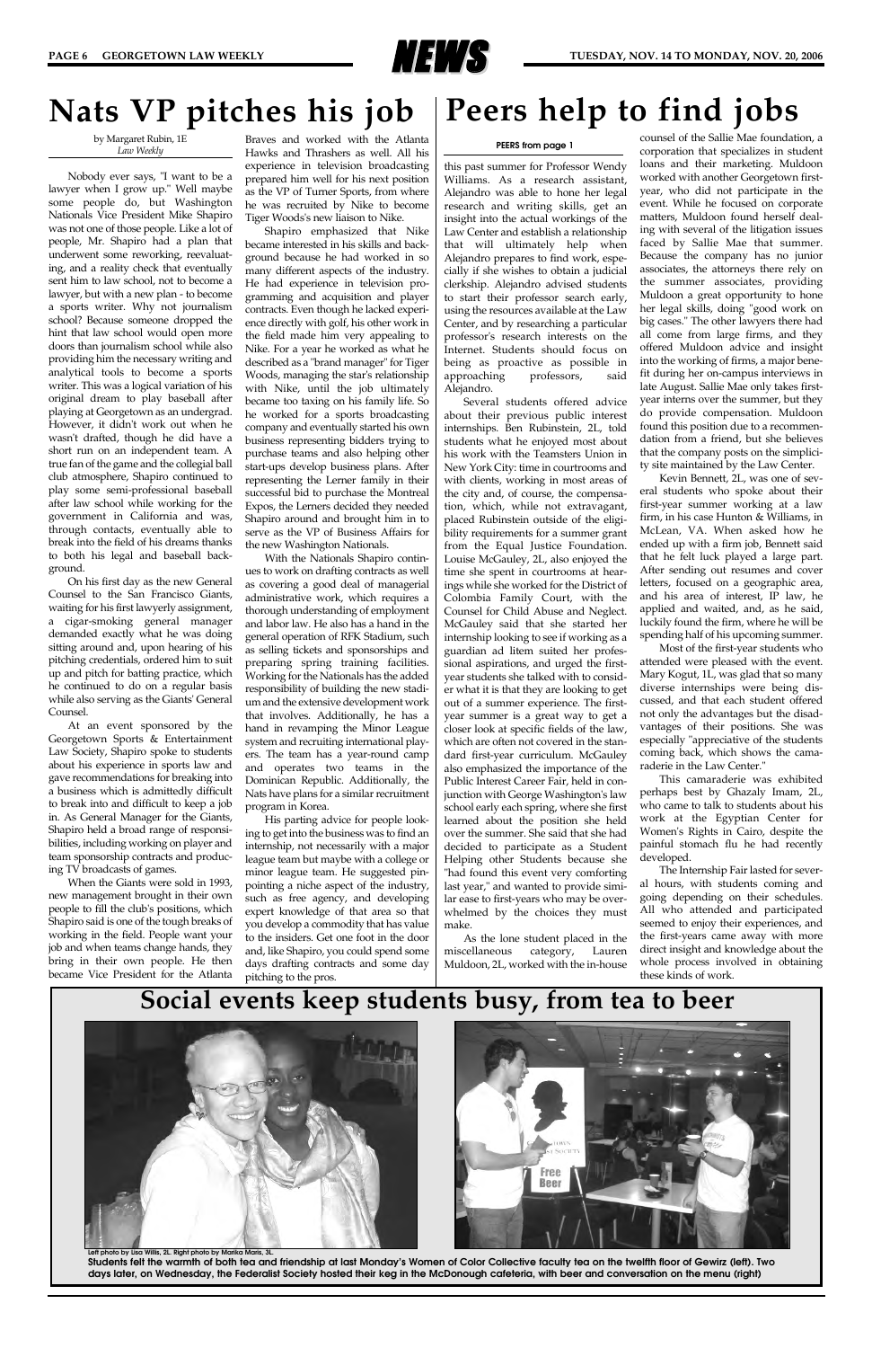# Nats VP pitches his job

by Margaret Rubin, 1E
*Law Weekly*

Nobody ever says, "I want to be a lawyer when I grow up." Well maybe some people do, but Washington Nationals Vice President Mike Shapiro was not one of those people. Like a lot of people, Mr. Shapiro had a plan that underwent some reworking, reevaluating, and a reality check that eventually sent him to law school, not to become a lawyer, but with a new plan - to become a sports writer. Why not journalism school? Because someone dropped the hint that law school would open more doors than journalism school while also providing him the necessary writing and analytical tools to become a sports writer. This was a logical variation of his original dream to play baseball after playing at Georgetown as an undergrad. However, it didn't work out when he wasn't drafted, though he did have a short run on an independent team. A true fan of the game and the collegial ball club atmosphere, Shapiro continued to play some semi-professional baseball after law school while working for the government in California and was, through contacts, eventually able to break into the field of his dreams thanks to both his legal and baseball background.

On his first day as the new General Counsel to the San Francisco Giants, waiting for his first lawyerly assignment, a cigar-smoking general manager demanded exactly what he was doing sitting around and, upon hearing of his pitching credentials, ordered him to suit up and pitch for batting practice, which he continued to do on a regular basis while also serving as the Giants' General Counsel.

At an event sponsored by the Georgetown Sports & Entertainment Law Society, Shapiro spoke to students about his experience in sports law and gave recommendations for breaking into a business which is admittedly difficult to break into and difficult to keep a job in. As General Manager for the Giants, Shapiro held a broad range of responsibilities, including working on player and team sponsorship contracts and producing TV broadcasts of games.

When the Giants were sold in 1993, new management brought in their own people to fill the club's positions, which Shapiro said is one of the tough breaks of working in the field. People want your job and when teams change hands, they bring in their own people. He then became Vice President for the Atlanta Braves and worked with the Atlanta Hawks and Thrashers as well. All his experience in television broadcasting prepared him well for his next position as the VP of Turner Sports, from where he was recruited by Nike to become Tiger Woods's new liaison to Nike.

Shapiro emphasized that Nike became interested in his skills and background because he had worked in so many different aspects of the industry. He had experience in television programming and acquisition and player contracts. Even though he lacked experience directly with golf, his other work in the field made him very appealing to Nike. For a year he worked as what he described as a "brand manager" for Tiger Woods, managing the star's relationship with Nike, until the job ultimately became too taxing on his family life. So he worked for a sports broadcasting company and eventually started his own business representing bidders trying to purchase teams and also helping other start-ups develop business plans. After representing the Lerner family in their successful bid to purchase the Montreal Expos, the Lerners decided they needed Shapiro around and brought him in to serve as the VP of Business Affairs for the new Washington Nationals.

With the Nationals Shapiro continues to work on drafting contracts as well as covering a good deal of managerial administrative work, which requires a thorough understanding of employment and labor law. He also has a hand in the general operation of RFK Stadium, such as selling tickets and sponsorships and preparing spring training facilities. Working for the Nationals has the added responsibility of building the new stadium and the extensive development work that involves. Additionally, he has a hand in revamping the Minor League system and recruiting international players. The team has a year-round camp and operates two teams in the Dominican Republic. Additionally, the Nats have plans for a similar recruitment program in Korea.

His parting advice for people looking to get into the business was to find an internship, not necessarily with a major league team but maybe with a college or minor league team. He suggested pinpointing a niche aspect of the industry, such as free agency, and developing expert knowledge of that area so that you develop a commodity that has value to the insiders. Get one foot in the door and, like Shapiro, you could spend some days drafting contracts and some day pitching to the pros.

# Peers help to find jobs

**PEERS from page 1**

this past summer for Professor Wendy Williams. As a research assistant, Alejandro was able to hone her legal research and writing skills, get an insight into the actual workings of the Law Center and establish a relationship that will ultimately help when Alejandro prepares to find work, especially if she wishes to obtain a judicial clerkship. Alejandro advised students to start their professor search early, using the resources available at the Law Center, and by researching a particular professor's research interests on the Internet. Students should focus on being as proactive as possible in approaching professors, said Alejandro.

Several students offered advice about their previous public interest internships. Ben Rubinstein, 2L, told students what he enjoyed most about his work with the Teamsters Union in New York City: time in courtrooms and with clients, working in most areas of the city and, of course, the compensation, which, while not extravagant, placed Rubinstein outside of the eligibility requirements for a summer grant from the Equal Justice Foundation. Louise McGauley, 2L, also enjoyed the time she spent in courtrooms at hearings while she worked for the District of Colombia Family Court, with the Counsel for Child Abuse and Neglect. McGauley said that she started her internship looking to see if working as a guardian ad litem suited her professional aspirations, and urged the first-year students she talked with to consider what it is that they are looking to get out of a summer experience. The first-year summer is a great way to get a closer look at specific fields of the law, which are often not covered in the standard first-year curriculum. McGauley also emphasized the importance of the Public Interest Career Fair, held in conjunction with George Washington's law school early each spring, where she first learned about the position she held over the summer. She said that she had decided to participate as a Student Helping other Students because she "had found this event very comforting last year," and wanted to provide similar ease to first-years who may be overwhelmed by the choices they must make.

As the lone student placed in the miscellaneous category, Lauren Muldoon, 2L, worked with the in-house counsel of the Sallie Mae foundation, a corporation that specializes in student loans and their marketing. Muldoon worked with another Georgetown first-year, who did not participate in the event. While he focused on corporate matters, Muldoon found herself dealing with several of the litigation issues faced by Sallie Mae that summer. Because the company has no junior associates, the attorneys there rely on the summer associates, providing Muldoon a great opportunity to hone her legal skills, doing "good work on big cases." The other lawyers there had all come from large firms, and they offered Muldoon advice and insight into the working of firms, a major benefit during her on-campus interviews in late August. Sallie Mae only takes first-year interns over the summer, but they do provide compensation. Muldoon found this position due to a recommendation from a friend, but she believes that the company posts on the simplicity site maintained by the Law Center.

Kevin Bennett, 2L, was one of several students who spoke about their first-year summer working at a law firm, in his case Hunton & Williams, in McLean, VA. When asked how he ended up with a firm job, Bennett said that he felt luck played a large part. After sending out resumes and cover letters, focused on a geographic area, and his area of interest, IP law, he applied and waited, and, as he said, luckily found the firm, where he will be spending half of his upcoming summer.

Most of the first-year students who attended were pleased with the event. Mary Kogut, 1L, was glad that so many diverse internships were being discussed, and that each student offered not only the advantages but the disadvantages of their positions. She was especially "appreciative of the students coming back, which shows the camaraderie in the Law Center."

This camaraderie was exhibited perhaps best by Ghazaly Imam, 2L, who came to talk to students about his work at the Egyptian Center for Women's Rights in Cairo, despite the painful stomach flu he had recently developed.

The Internship Fair lasted for several hours, with students coming and going depending on their schedules. All who attended and participated seemed to enjoy their experiences, and the first-years came away with more direct insight and knowledge about the whole process involved in obtaining these kinds of work.

# Social events keep students busy, from tea to beer

Left photo by Lisa Willis, 2L. Right photo by Marika Maris, 3L.

**Students felt the warmth of both tea and friendship at last Monday's Women of Color Collective faculty tea on the twelfth floor of Gewirz (left). Two days later, on Wednesday, the Federalist Society hosted their keg in the McDonough cafeteria, with beer and conversation on the menu (right)**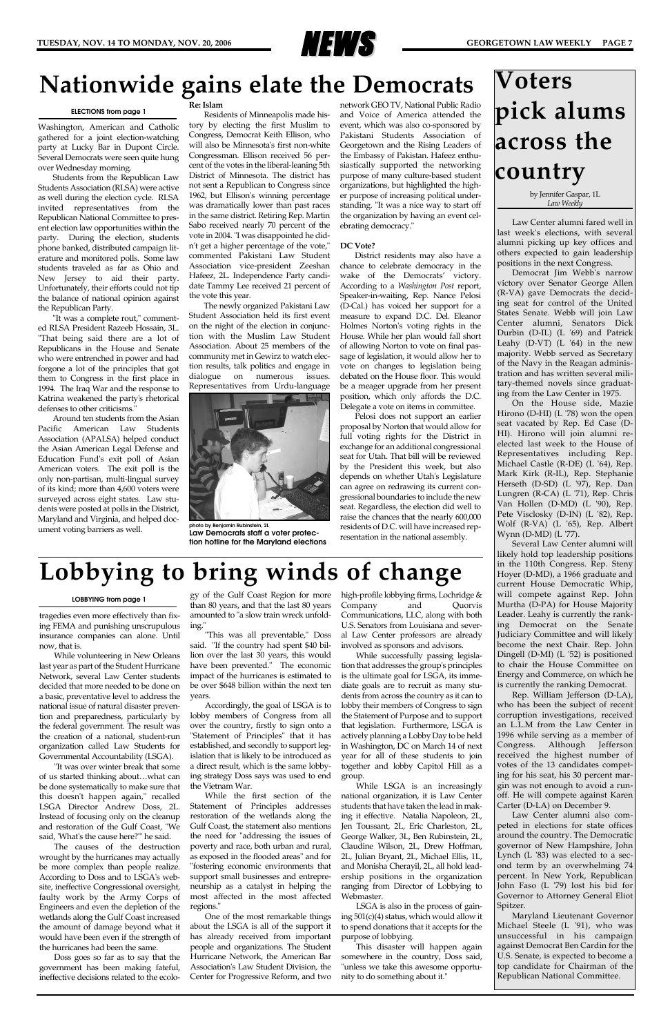# Nationwide gains elate the Democrats

**ELECTIONS from page 1**

Washington, American and Catholic gathered for a joint election-watching party at Lucky Bar in Dupont Circle. Several Democrats were seen quite hung over Wednesday morning.

Students from the Republican Law Students Association (RLSA) were active as well during the election cycle. RLSA invited representatives from the Republican National Committee to present election law opportunities within the party. During the election, students phone banked, distributed campaign literature and monitored polls. Some law students traveled as far as Ohio and New Jersey to aid their party. Unfortunately, their efforts could not tip the balance of national opinion against the Republican Party.

"It was a complete rout," commented RLSA President Razeeb Hossain, 3L. "That being said there are a lot of Republicans in the House and Senate who were entrenched in power and had forgone a lot of the principles that got them to Congress in the first place in 1994. The Iraq War and the response to Katrina weakened the party's rhetorical defenses to other criticisms."

Around ten students from the Asian Pacific American Law Students Association (APALSA) helped conduct the Asian American Legal Defense and Education Fund's exit poll of Asian American voters. The exit poll is the only non-partisan, multi-lingual survey of its kind; more than 4,600 voters were surveyed across eight states. Law students were posted at polls in the District, Maryland and Virginia, and helped document voting barriers as well.

**Re: Islam**

Residents of Minneapolis made history by electing the first Muslim to Congress, Democrat Keith Ellison, who will also be Minnesota's first non-white Congressman. Ellison received 56 percent of the votes in the liberal-leaning 5th District of Minnesota. The district has not sent a Republican to Congress since 1962, but Ellison's winning percentage was dramatically lower than past races in the same district. Retiring Rep. Martin Sabo received nearly 70 percent of the vote in 2004. "I was disappointed he didn't get a higher percentage of the vote," commented Pakistani Law Student Association vice-president Zeeshan Hafeez, 2L. Independence Party candidate Tammy Lee received 21 percent of the vote this year.

The newly organized Pakistani Law Student Association held its first event on the night of the election in conjunction with the Muslim Law Student Association. About 25 members of the community met in Gewirz to watch election results, talk politics and engage in dialogue on numerous issues. Representatives from Urdu-language network GEO TV, National Public Radio and Voice of America attended the event, which was also co-sponsored by Pakistani Students Association of Georgetown and the Rising Leaders of the Embassy of Pakistan. Hafeez enthusiastically supported the networking purpose of many culture-based student organizations, but highlighted the higher purpose of increasing political understanding. "It was a nice way to start off the organization by having an event celebrating democracy."

photo by Benjamin Rubinstein, 2L
**Law Democrats staff a voter protection hotline for the Maryland elections**

**DC Vote?**

District residents may also have a chance to celebrate democracy in the wake of the Democrats' victory. According to a *Washington Post* report, Speaker-in-waiting, Rep. Nance Pelosi (D-Cal.) has voiced her support for a measure to expand D.C. Del. Eleanor Holmes Norton's voting rights in the House. While her plan would fall short of allowing Norton to vote on final passage of legislation, it would allow her to vote on changes to legislation being debated on the House floor. This would be a meager upgrade from her present position, which only affords the D.C. Delegate a vote on items in committee.

Pelosi does not support an earlier proposal by Norton that would allow for full voting rights for the District in exchange for an additional congressional seat for Utah. That bill will be reviewed by the President this week, but also depends on whether Utah's Legislature can agree on redrawing its current congressional boundaries to include the new seat. Regardless, the election did well to raise the chances that the nearly 600,000 residents of D.C. will have increased representation in the national assembly.

# Voters pick alums across the country

by Jennifer Gaspar, 1L
*Law Weekly*

Law Center alumni fared well in last week's elections, with several alumni picking up key offices and others expected to gain leadership positions in the next Congress.

Democrat Jim Webb's narrow victory over Senator George Allen (R-VA) gave Democrats the deciding seat for control of the United States Senate. Webb will join Law Center alumni, Senators Dick Durbin (D-IL) (L '69) and Patrick Leahy (D-VT) (L '64) in the new majority. Webb served as Secretary of the Navy in the Reagan administration and has written several military-themed novels since graduating from the Law Center in 1975.

On the House side, Mazie Hirono (D-HI) (L '78) won the open seat vacated by Rep. Ed Case (D-HI). Hirono will join alumni reelected last week to the House of Representatives including Rep. Michael Castle (R-DE) (L '64), Rep. Mark Kirk (R-IL), Rep. Stephanie Herseth (D-SD) (L '97), Rep. Dan Lungren (R-CA) (L '71), Rep. Chris Van Hollen (D-MD) (L '90), Rep. Pete Visclosky (D-IN) (L '82), Rep. Wolf (R-VA) (L '65), Rep. Albert Wynn (D-MD) (L '77).

Several Law Center alumni will likely hold top leadership positions in the 110th Congress. Rep. Steny Hoyer (D-MD), a 1966 graduate and current House Democratic Whip, will compete against Rep. John Murtha (D-PA) for House Majority Leader. Leahy is currently the ranking Democrat on the Senate Judiciary Committee and will likely become the next Chair. Rep. John Dingell (D-MI) (L '52) is positioned to chair the House Committee on Energy and Commerce, on which he is currently the ranking Democrat.

Rep. William Jefferson (D-LA), who has been the subject of recent corruption investigations, received an L.L.M from the Law Center in 1996 while serving as a member of Congress. Although Jefferson received the highest number of votes of the 13 candidates competing for his seat, his 30 percent margin was not enough to avoid a runoff. He will compete against Karen Carter (D-LA) on December 9.

Law Center alumni also competed in elections for state offices around the country. The Democratic governor of New Hampshire, John Lynch (L '83) was elected to a second term by an overwhelming 74 percent. In New York, Republican John Faso (L '79) lost his bid for Governor to Attorney General Eliot Spitzer.

Maryland Lieutenant Governor Michael Steele (L '91), who was unsuccessful in his campaign against Democrat Ben Cardin for the U.S. Senate, is expected to become a top candidate for Chairman of the Republican National Committee.

# Lobbying to bring winds of change

**LOBBYING from page 1**

tragedies even more effectively than fixing FEMA and punishing unscrupulous insurance companies can alone. Until now, that is.

While volunteering in New Orleans last year as part of the Student Hurricane Network, several Law Center students decided that more needed to be done on a basic, preventative level to address the national issue of natural disaster prevention and preparedness, particularly by the federal government. The result was the creation of a national, student-run organization called Law Students for Governmental Accountability (LSGA).

"It was over winter break that some of us started thinking about…what can be done systematically to make sure that this doesn't happen again," recalled LSGA Director Andrew Doss, 2L. Instead of focusing only on the cleanup and restoration of the Gulf Coast, "We said, 'What's the cause here?'" he said.

The causes of the destruction wrought by the hurricanes may actually be more complex than people realize. According to Doss and to LSGA's website, ineffective Congressional oversight, faulty work by the Army Corps of Engineers and even the depletion of the wetlands along the Gulf Coast increased the amount of damage beyond what it would have been even if the strength of the hurricanes had been the same.

Doss goes so far as to say that the government has been making fateful, ineffective decisions related to the ecology of the Gulf Coast Region for more than 80 years, and that the last 80 years amounted to "a slow train wreck unfolding."

"This was all preventable," Doss said. "If the country had spent $40 billion over the last 30 years, this would have been prevented." The economic impact of the hurricanes is estimated to be over $648 billion within the next ten years.

Accordingly, the goal of LSGA is to lobby members of Congress from all over the country, firstly to sign onto a "Statement of Principles" that it has established, and secondly to support legislation that is likely to be introduced as a direct result, which is the same lobbying strategy Doss says was used to end the Vietnam War.

While the first section of the Statement of Principles addresses restoration of the wetlands along the Gulf Coast, the statement also mentions the need for "addressing the issues of poverty and race, both urban and rural, as exposed in the flooded areas" and for "fostering economic environments that support small businesses and entrepreneurship as a catalyst in helping the most affected in the most affected regions."

One of the most remarkable things about the LSGA is all of the support it has already received from important people and organizations. The Student Hurricane Network, the American Bar Association's Law Student Division, the Center for Progressive Reform, and two high-profile lobbying firms, Lochridge & Company and Quorvis Communications, LLC, along with both U.S. Senators from Louisiana and several Law Center professors are already involved as sponsors and advisors.

While successfully passing legislation that addresses the group's principles is the ultimate goal for LSGA, its immediate goals are to recruit as many students from across the country as it can to lobby their members of Congress to sign the Statement of Purpose and to support that legislation. Furthermore, LSGA is actively planning a Lobby Day to be held in Washington, DC on March 14 of next year for all of these students to join together and lobby Capitol Hill as a group.

While LSGA is an increasingly national organization, it is Law Center students that have taken the lead in making it effective. Natalia Napoleon, 2L, Jen Toussant, 2L, Eric Charleston, 2L, George Walker, 3L, Ben Rubinstein, 2L, Claudine Wilson, 2L, Drew Hoffman, 2L, Julian Bryant, 2L, Michael Ellis, 1L, and Monisha Cherayil, 2L, all hold leadership positions in the organization ranging from Director of Lobbying to Webmaster.

LSGA is also in the process of gaining 501(c)(4) status, which would allow it to spend donations that it accepts for the purpose of lobbying.

This disaster will happen again somewhere in the country, Doss said, "unless we take this awesome opportunity to do something about it."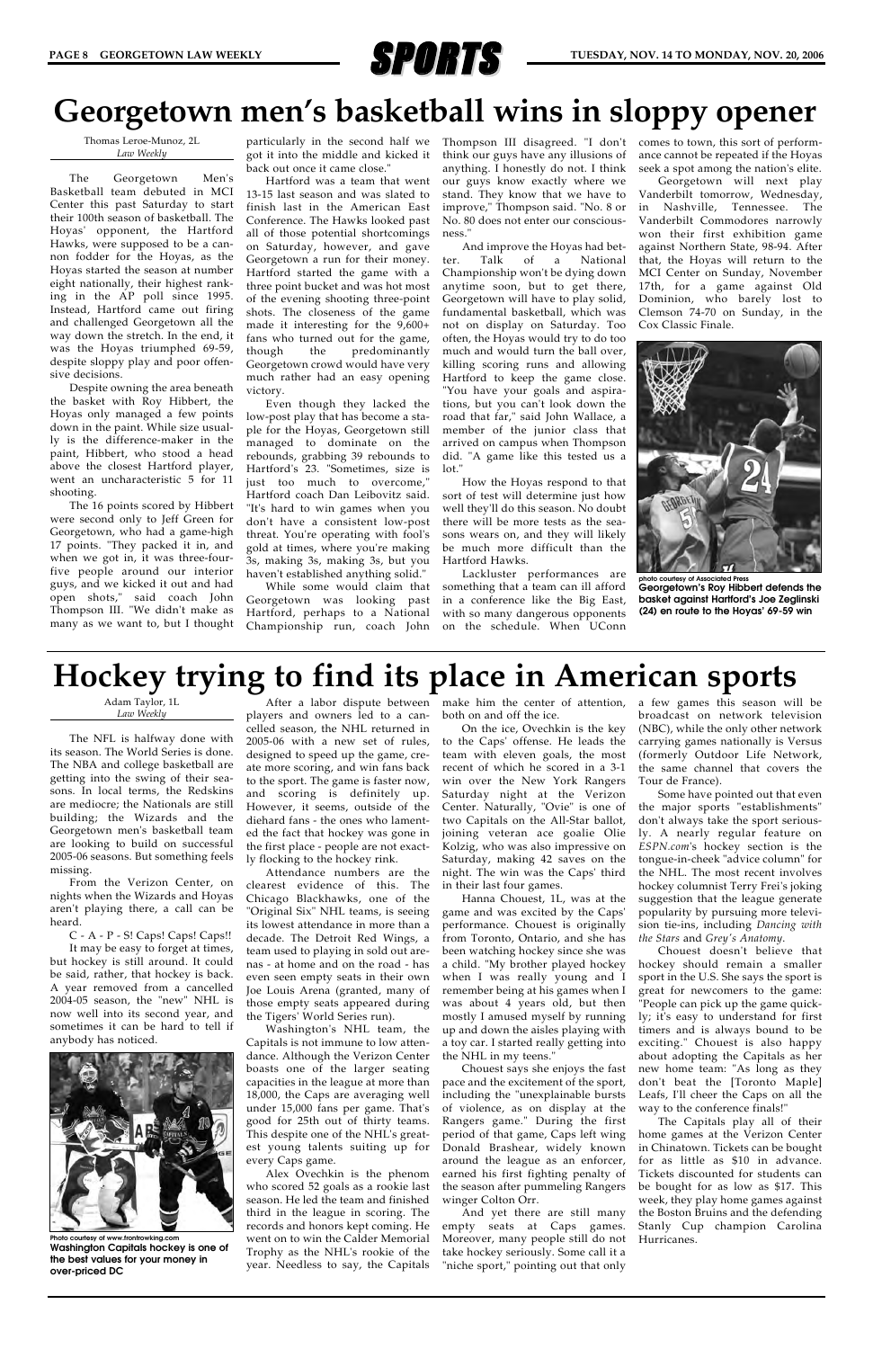# SPORTS

# Georgetown men's basketball wins in sloppy opener

Thomas Leroe-Munoz, 2L
*Law Weekly*

The Georgetown Men's Basketball team debuted in MCI Center this past Saturday to start their 100th season of basketball. The Hoyas' opponent, the Hartford Hawks, were supposed to be a cannon fodder for the Hoyas, as the Hoyas started the season at number eight nationally, their highest ranking in the AP poll since 1995. Instead, Hartford came out firing and challenged Georgetown all the way down the stretch. In the end, it was the Hoyas triumphed 69-59, despite sloppy play and poor offensive decisions.

Despite owning the area beneath the basket with Roy Hibbert, the Hoyas only managed a few points down in the paint. While size usually is the difference-maker in the paint, Hibbert, who stood a head above the closest Hartford player, went an uncharacteristic 5 for 11 shooting.

The 16 points scored by Hibbert were second only to Jeff Green for Georgetown, who had a game-high 17 points. "They packed it in, and when we got in, it was three-four-five people around our interior guys, and we kicked it out and had open shots," said coach John Thompson III. "We didn't make as many as we want to, but I thought particularly in the second half we got it into the middle and kicked it back out once it came close."

Hartford was a team that went 13-15 last season and was slated to finish last in the American East Conference. The Hawks looked past all of those potential shortcomings on Saturday, however, and gave Georgetown a run for their money. Hartford started the game with a three point bucket and was hot most of the evening shooting three-point shots. The closeness of the game made it interesting for the 9,600+ fans who turned out for the game, though the predominantly Georgetown crowd would have very much rather had an easy opening victory.

Even though they lacked the low-post play that has become a staple for the Hoyas, Georgetown still managed to dominate on the rebounds, grabbing 39 rebounds to Hartford's 23. "Sometimes, size is just too much to overcome," Hartford coach Dan Leibovitz said. "It's hard to win games when you don't have a consistent low-post threat. You're operating with fool's gold at times, where you're making 3s, making 3s, making 3s, but you haven't established anything solid."

While some would claim that Georgetown was looking past Hartford, perhaps to a National Championship run, coach John Thompson III disagreed. "I don't think our guys have any illusions of anything. I honestly do not. I think our guys know exactly where we stand. They know that we have to improve," Thompson said. "No. 8 or No. 80 does not enter our consciousness."

And improve the Hoyas had better. Talk of a National Championship won't be dying down anytime soon, but to get there, Georgetown will have to play solid, fundamental basketball, which was not on display on Saturday. Too often, the Hoyas would try to do too much and would turn the ball over, killing scoring runs and allowing Hartford to keep the game close. "You have your goals and aspirations, but you can't look down the road that far," said John Wallace, a member of the junior class that arrived on campus when Thompson did. "A game like this tested us a lot."

How the Hoyas respond to that sort of test will determine just how well they'll do this season. No doubt there will be more tests as the seasons wears on, and they will likely be much more difficult than the Hartford Hawks.

Lackluster performances are something that a team can ill afford in a conference like the Big East, with so many dangerous opponents on the schedule. When UConn comes to town, this sort of performance cannot be repeated if the Hoyas seek a spot among the nation's elite.

Georgetown will next play Vanderbilt tomorrow, Wednesday, in Nashville, Tennessee. The Vanderbilt Commodores narrowly won their first exhibition game against Northern State, 98-94. After that, the Hoyas will return to the MCI Center on Sunday, November 17th, for a game against Old Dominion, who barely lost to Clemson 74-70 on Sunday, in the Cox Classic Finale.

photo courtesy of Associated Press
**Georgetown's Roy Hibbert defends the basket against Hartford's Joe Zeglinski (24) en route to the Hoyas' 69-59 win**

# Hockey trying to find its place in American sports

Adam Taylor, 1L
*Law Weekly*

The NFL is halfway done with its season. The World Series is done. The NBA and college basketball are getting into the swing of their seasons. In local terms, the Redskins are mediocre; the Nationals are still building; the Wizards and the Georgetown men's basketball team are looking to build on successful 2005-06 seasons. But something feels missing.

From the Verizon Center, on nights when the Wizards and Hoyas aren't playing there, a call can be heard.

C - A - P - S! Caps! Caps! Caps!!

It may be easy to forget at times, but hockey is still around. It could be said, rather, that hockey is back. A year removed from a cancelled 2004-05 season, the "new" NHL is now well into its second year, and sometimes it can be hard to tell if anybody has noticed.

Photo courtesy of www.frontrowking.com
**Washington Capitals hockey is one of the best values for your money in over-priced DC**

After a labor dispute between players and owners led to a cancelled season, the NHL returned in 2005-06 with a new set of rules, designed to speed up the game, create more scoring, and win fans back to the sport. The game is faster now, and scoring is definitely up. However, it seems, outside of the diehard fans - the ones who lamented the fact that hockey was gone in the first place - people are not exactly flocking to the hockey rink.

Attendance numbers are the clearest evidence of this. The Chicago Blackhawks, one of the "Original Six" NHL teams, is seeing its lowest attendance in more than a decade. The Detroit Red Wings, a team used to playing in sold out arenas - at home and on the road - has even seen empty seats in their own Joe Louis Arena (granted, many of those empty seats appeared during the Tigers' World Series run).

Washington's NHL team, the Capitals is not immune to low attendance. Although the Verizon Center boasts one of the larger seating capacities in the league at more than 18,000, the Caps are averaging well under 15,000 fans per game. That's good for 25th out of thirty teams. This despite one of the NHL's greatest young talents suiting up for every Caps game.

Alex Ovechkin is the phenom who scored 52 goals as a rookie last season. He led the team and finished third in the league in scoring. The records and honors kept coming. He went on to win the Calder Memorial Trophy as the NHL's rookie of the year. Needless to say, the Capitals make him the center of attention, both on and off the ice.

On the ice, Ovechkin is the key to the Caps' offense. He leads the team with eleven goals, the most recent of which he scored in a 3-1 win over the New York Rangers Saturday night at the Verizon Center. Naturally, "Ovie" is one of two Capitals on the All-Star ballot, joining veteran ace goalie Olie Kolzig, who was also impressive on Saturday, making 42 saves on the night. The win was the Caps' third in their last four games.

Hanna Chouest, 1L, was at the game and was excited by the Caps' performance. Chouest is originally from Toronto, Ontario, and she has been watching hockey since she was a child. "My brother played hockey when I was really young and I remember being at his games when I was about 4 years old, but then mostly I amused myself by running up and down the aisles playing with a toy car. I started really getting into the NHL in my teens."

Chouest says she enjoys the fast pace and the excitement of the sport, including the "unexplainable bursts of violence, as on display at the Rangers game." During the first period of that game, Caps left wing Donald Brashear, widely known around the league as an enforcer, earned his first fighting penalty of the season after pummeling Rangers winger Colton Orr.

And yet there are still many empty seats at Caps games. Moreover, many people still do not take hockey seriously. Some call it a "niche sport," pointing out that only a few games this season will be broadcast on network television (NBC), while the only other network carrying games nationally is Versus (formerly Outdoor Life Network, the same channel that covers the Tour de France).

Some have pointed out that even the major sports "establishments" don't always take the sport seriously. A nearly regular feature on *ESPN.com*'s hockey section is the tongue-in-cheek "advice column" for the NHL. The most recent involves hockey columnist Terry Frei's joking suggestion that the league generate popularity by pursuing more television tie-ins, including *Dancing with the Stars* and *Grey's Anatomy*.

Chouest doesn't believe that hockey should remain a smaller sport in the U.S. She says the sport is great for newcomers to the game: "People can pick up the game quickly; it's easy to understand for first timers and is always bound to be exciting." Chouest is also happy about adopting the Capitals as her new home team: "As long as they don't beat the [Toronto Maple] Leafs, I'll cheer the Caps on all the way to the conference finals!"

The Capitals play all of their home games at the Verizon Center in Chinatown. Tickets can be bought for as little as $10 in advance. Tickets discounted for students can be bought for as low as $17. This week, they play home games against the Boston Bruins and the defending Stanly Cup champion Carolina Hurricanes.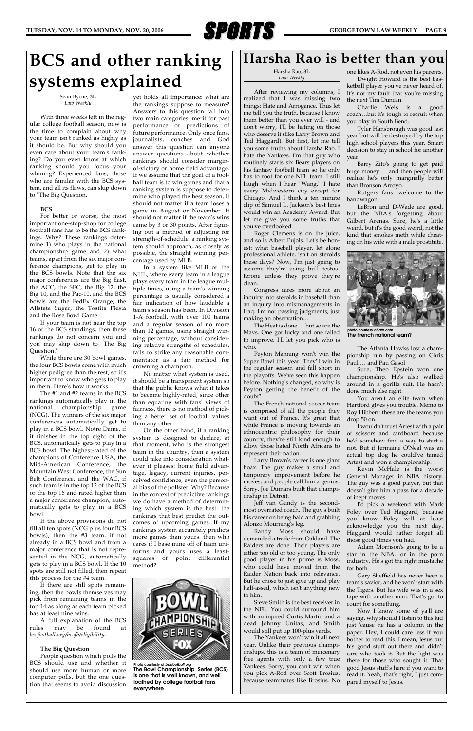# BCS and other ranking systems explained

Sean Byrne, 3L
*Law Weekly*

With three weeks left in the regular college football season, now is the time to complain about why your team isn't ranked as highly as it should be. But why should you even care about your team's ranking? Do you even know at which ranking should you focus your whining? Experienced fans, those who are familiar with the BCS system, and all its flaws, can skip down to "The Big Question."

**BCS**

For better or worse, the most important one-stop-shop for college football fans has to be the BCS rankings. Why? These rankings determine 1) who plays in the national championship game and 2) what teams, apart from the six major conference champions, get to play in the BCS bowls. Note that the six major conferences are the Big East, the ACC, the SEC, the Big 12, the Big 10, and the Pac-10, and the BCS bowls are the FedEx Orange, the Allstate Sugar, the Tostita Fiesta and the Rose Bowl Game.

If your team is not near the top 16 of the BCS standings, then these rankings do not concern you and you may skip down to "The Big Question."

While there are 30 bowl games, the four BCS bowls come with much higher pedigree than the rest, so it's important to know who gets to play in them. Here's how it works.

The #1 and #2 teams in the BCS rankings automatically play in the national championship game (NCG). The winners of the six major conferences automatically get to play in a BCS bowl. Notre Dame, if it finishes in the top eight of the BCS, automatically gets to play in a BCS bowl. The highest-rated of the champions of Conference USA, the Mid-American Conference, the Mountain West Conference, the Sun Belt Conference, and the WAC, if such team is in the top 12 of the BCS or the top 16 and rated higher than a major conference champion, automatically gets to play in a BCS bowl.

If the above provisions do not fill all ten spots (NCG plus four BCS bowls), then the #3 team, if not already in a BCS bowl and from a major conference that is not represented in the NCG, automatically gets to play in a BCS bowl. If the 10 spots are still not filled, then repeat this process for the #4 team.

If there are still spots remaining, then the bowls themselves may pick from remaining teams in the top 14 as along as each team picked has at least nine wins.

A full explanation of the BCS rules may be found at *bcsfootball.org/bcsfb/eligibility*.

**The Big Question**

People question which polls the BCS should use and whether it should use more human or more computer polls, but the one question that seems to avoid discussion yet holds all importance: what are the rankings suppose to measure? Answers to this question fall into two main categories: merit for past performance or predictions of future performance. Only once fans, journalists, coaches and God answer this question can anyone answer questions about whether rankings should consider margin-of-victory or home field advantage. If we assume that the goal of a football team is to win games and that a ranking system is suppose to determine who played the best season, it should not matter if a team loses a game in August or November. It should not matter if the team's wins came by 3 or 30 points. After figuring out a method of adjusting for strength-of-schedule, a ranking system should approach, as closely as possible, the straight winning percentage used by MLB.

In a system like MLB or the NHL, where every team in a league plays every team in the league multiple times, using a team's winning percentage is usually considered a fair indication of how laudable a team's season has been. In Division 1-A football, with over 100 teams and a regular season of no more than 12 games, using straight winning percentage, without considering relative strengths of schedules, fails to strike any reasonable commentator as a fair method for crowning a champion.

No matter what system is used, it should be a transparent system so that the public knows what it takes to become highly-rated, since other than equating with fans' views of fairness, there is no method of picking a better set of football values than any other.

On the other hand, if a ranking system is designed to declare, at that moment, who is the strongest team in the country, then a system could take into consideration whatever it pleases: home field advantage, legacy, current injuries, perceived confidence, even the personal bias of the pollster. Why? Because in the context of predictive rankings we do have a method of determining which system is the best: the rankings that best predict the outcomes of upcoming games. If my rankings system accurately predicts more games than yours, then who cares if I base mine off of team uniforms and yours uses a least-squares of point differential method?

*Photo courtesy of bcsfootball.org*
**The Bowl Championship Series (BCS) is one that is well known, and well loathed by college football fans everywhere**

# Harsha Rao is better than you

Harsha Rao, 3L
*Law Weekly*

After reviewing my columns, I realized that I was missing two things: Hate and Arrogance. Thus let me tell you the truth, because I know them better than you ever will - and don't worry, I'll be hating on those who deserve it (like Larry Brown and Ted Haggard). But first, let me tell you some truths about Harsha Rao. I hate the Yankees. I'm that guy who routinely starts six Bears players on his fantasy football team so he only has to root for one NFL team. I still laugh when I hear "Wang." I hate every Midwestern city except for Chicago. And I think a ten minute clip of Samuel L. Jackson's best lines would win an Academy Award. But let me give you some truths that you've overlooked.

Roger Clemens is on the juice, and so is Albert Pujols. Let's be honest: what baseball player, let alone professional athlete, isn't on steroids these days? Now, I'm just going to assume they're using bull testosterone unless they prove they're clean.

Congress cares more about an inquiry into steroids in baseball than an inquiry into mismanagements in Iraq. I'm not passing judgments; just making an observation…

The Heat is done … but so are the Mavs. One got lucky and one failed to improve. I'll let you pick who is who.

Peyton Manning won't win the Super Bowl this year. They'll win in the regular season and fall short in the playoffs. We've seen this happen before. Nothing's changed, so why is Peyton getting the benefit of the doubt?

The French national soccer team is comprised of all the people they want out of France. It's great that while France is moving towards an ethnocentric philosophy for their country, they're still kind enough to allow those hated North Africans to represent their nation.

Larry Brown's career is one giant hoax. The guy makes a small and temporary improvement before he moves, and people call him a genius. Sorry, Joe Dumars built that championship in Detroit.

Jeff van Gundy is the second-most overrated coach. The guy's built his career on being bald and grabbing Alonzo Mourning's leg.

Randy Moss should have demanded a trade from Oakland. The Raiders are done. Their players are either too old or too young. The only good player in his prime is Moss, who could have moved from the Raider Nation back into relevance. But he chose to just give up and play half-assed, which isn't anything new to him.

Steve Smith is the best receiver in the NFL. You could surround him with an injured Curtis Martin and a dead Johnny Unitas, and Smith would still put up 100-plus yards.

The Yankees won't win it all next year. Unlike their previous championships, this is a team of mercenary free agents with only a few true Yankees. Sorry, you can't win when you pick A-Rod over Scott Brosius, because teammates like Brosius. No one likes A-Rod, not even his parents.

Dwight Howard is the best basketball player you've never heard of. It's not my fault that you're missing the next Tim Duncan.

Charlie Weis is a good coach…but it's tough to recruit when you play in South Bend.

Tyler Hansbrough was good last year but will be destroyed by the top high school players this year. Smart decision to stay in school for another year.

Barry Zito's going to get paid huge money … and then people will realize he's only marginally better than Bronson Arroyo.

Rutgers fans: welcome to the bandwagon.

LeBron and D-Wade are good, but the NBA's forgetting about Gilbert Arenas. Sure, he's a little weird, but it's the good weird, not the kind that smokes meth while cheating on his wife with a male prostitute.

*photo courtesy of atp.com*
**The French national team?**

The Atlanta Hawks lost a championship run by passing on Chris Paul … and Pau Gasol

Sure, Theo Epstein won one championship. He's also walked around in a gorilla suit. He hasn't done much else right.

You aren't an elite team when Hartford gives you trouble. Memo to Roy Hibbert: these are the teams you drop 50 on.

I wouldn't trust Artest with a pair of scissors and cardboard because he'd somehow find a way to start a riot. But if Jermaine O'Neal was an actual top dog he could've tamed Artest and won a championship.

Kevin McHale is the worst General Manager in NBA history. The guy was a good player, but that doesn't give him a pass for a decade of inept moves.

I'd pick a weekend with Mark Foley over Ted Haggard, because you know Foley will at least acknowledge you the next day. Haggard would rather forget all those good times you had.

Adam Morrison's going to be a star in the NBA…or in the porn industry. He's got the right mustache for both.

Gary Sheffield has never been a team's savior, and he won't start with the Tigers. But his wife was in a sex tape with another man. That's got to count for something.

Now I know some of ya'll are saying, why should I listen to this kid just 'cause he has a column in the paper. Hey, I could care less if you bother to read this. I mean, Jesus put his good stuff out there and didn't care who took it. But the light was there for those who sought it. That good Jesus stuff's here if you want to read it. Yeah, that's right, I just compared myself to Jesus.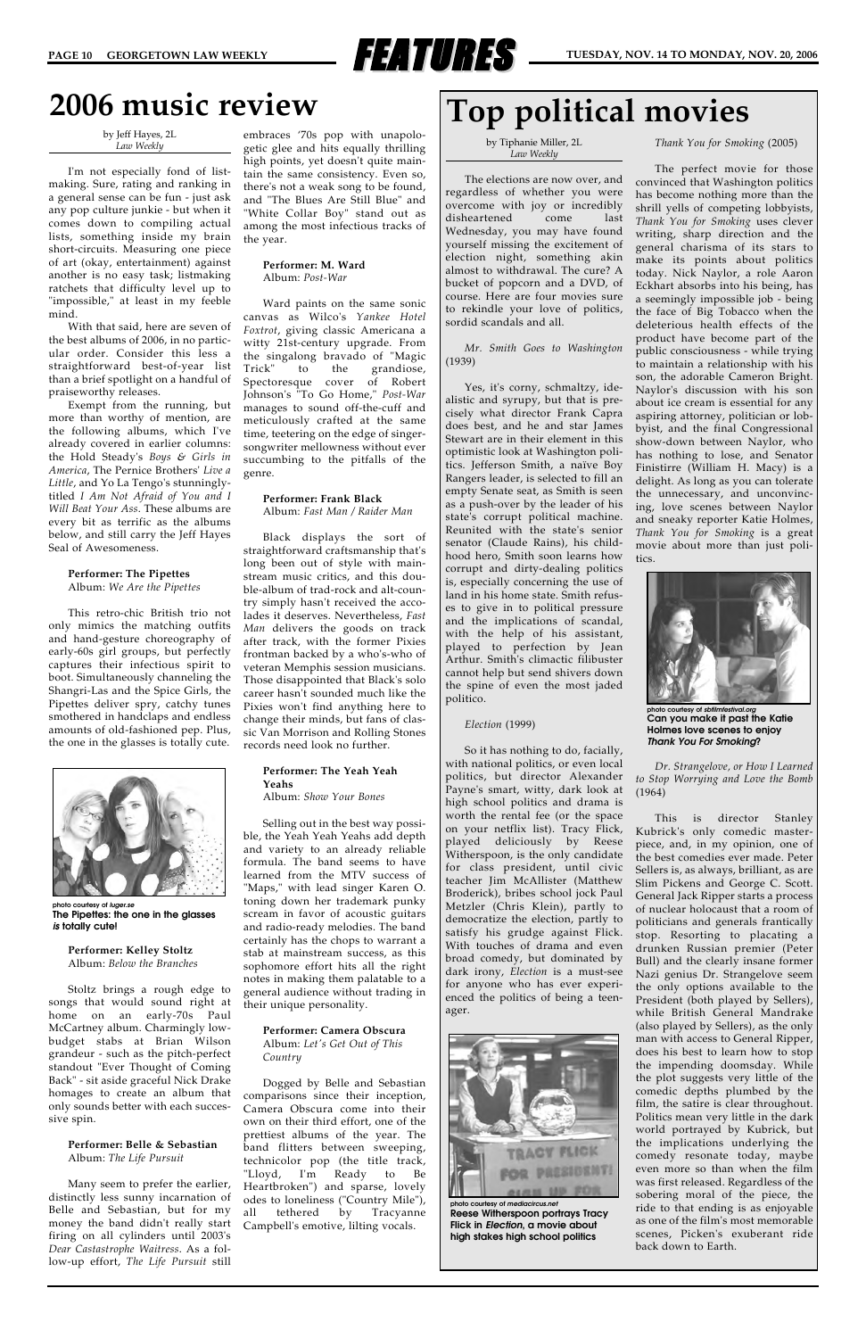# 2006 music review

by Jeff Hayes, 2L
*Law Weekly*

I'm not especially fond of list-making. Sure, rating and ranking in a general sense can be fun - just ask any pop culture junkie - but when it comes down to compiling actual lists, something inside my brain short-circuits. Measuring one piece of art (okay, entertainment) against another is no easy task; listmaking ratchets that difficulty level up to "impossible," at least in my feeble mind.

With that said, here are seven of the best albums of 2006, in no particular order. Consider this less a straightforward best-of-year list than a brief spotlight on a handful of praiseworthy releases.

Exempt from the running, but more than worthy of mention, are the following albums, which I've already covered in earlier columns: the Hold Steady's *Boys & Girls in America*, The Pernice Brothers' *Live a Little*, and Yo La Tengo's stunningly-titled *I Am Not Afraid of You and I Will Beat Your Ass*. These albums are every bit as terrific as the albums below, and still carry the Jeff Hayes Seal of Awesomeness.

**Performer: The Pipettes**
Album: *We Are the Pipettes*

This retro-chic British trio not only mimics the matching outfits and hand-gesture choreography of early-60s girl groups, but perfectly captures their infectious spirit to boot. Simultaneously channeling the Shangri-Las and the Spice Girls, the Pipettes deliver spry, catchy tunes smothered in handclaps and endless amounts of old-fashioned pep. Plus, the one in the glasses is totally cute.

photo courtesy of *luger.se*
**The Pipettes: the one in the glasses *is* totally cute!**

**Performer: Kelley Stoltz**
Album: *Below the Branches*

Stoltz brings a rough edge to songs that would sound right at home on an early-70s Paul McCartney album. Charmingly low-budget stabs at Brian Wilson grandeur - such as the pitch-perfect standout "Ever Thought of Coming Back" - sit aside graceful Nick Drake homages to create an album that only sounds better with each successive spin.

**Performer: Belle & Sebastian**
Album: *The Life Pursuit*

Many seem to prefer the earlier, distinctly less sunny incarnation of Belle and Sebastian, but for my money the band didn't really start firing on all cylinders until 2003's *Dear Castastrophe Waitress*. As a follow-up effort, *The Life Pursuit* still embraces '70s pop with unapologetic glee and hits equally thrilling high points, yet doesn't quite maintain the same consistency. Even so, there's not a weak song to be found, and "The Blues Are Still Blue" and "White Collar Boy" stand out as among the most infectious tracks of the year.

**Performer: M. Ward**
Album: *Post-War*

Ward paints on the same sonic canvas as Wilco's *Yankee Hotel Foxtrot*, giving classic Americana a witty 21st-century upgrade. From the singalong bravado of "Magic Trick" to the grandiose, Spectoresque cover of Robert Johnson's "To Go Home," *Post-War* manages to sound off-the-cuff and meticulously crafted at the same time, teetering on the edge of singer-songwriter mellowness without ever succumbing to the pitfalls of the genre.

**Performer: Frank Black**
Album: *Fast Man / Raider Man*

Black displays the sort of straightforward craftsmanship that's long been out of style with mainstream music critics, and this double-album of trad-rock and alt-country simply hasn't received the accolades it deserves. Nevertheless, *Fast Man* delivers the goods on track after track, with the former Pixies frontman backed by a who's-who of veteran Memphis session musicians. Those disappointed that Black's solo career hasn't sounded much like the Pixies won't find anything here to change their minds, but fans of classic Van Morrison and Rolling Stones records need look no further.

**Performer: The Yeah Yeah Yeahs**
Album: *Show Your Bones*

Selling out in the best way possible, the Yeah Yeah Yeahs add depth and variety to an already reliable formula. The band seems to have learned from the MTV success of "Maps," with lead singer Karen O. toning down her trademark punky scream in favor of acoustic guitars and radio-ready melodies. The band certainly has the chops to warrant a stab at mainstream success, as this sophomore effort hits all the right notes in making them palatable to a general audience without trading in their unique personality.

**Performer: Camera Obscura**
Album: *Let's Get Out of This Country*

Dogged by Belle and Sebastian comparisons since their inception, Camera Obscura come into their own on their third effort, one of the prettiest albums of the year. The band flitters between sweeping, technicolor pop (the title track, "Lloyd, I'm Ready to Be Heartbroken") and sparse, lovely odes to loneliness ("Country Mile"), all tethered by Tracyanne Campbell's emotive, lilting vocals.

# Top political movies

by Tiphanie Miller, 2L
*Law Weekly*

The elections are now over, and regardless of whether you were overcome with joy or incredibly disheartened come last Wednesday, you may have found yourself missing the excitement of election night, something akin almost to withdrawal. The cure? A bucket of popcorn and a DVD, of course. Here are four movies sure to rekindle your love of politics, sordid scandals and all.

*Mr. Smith Goes to Washington* (1939)

Yes, it's corny, schmaltzy, idealistic and syrupy, but that is precisely what director Frank Capra does best, and he and star James Stewart are in their element in this optimistic look at Washington politics. Jefferson Smith, a naïve Boy Rangers leader, is selected to fill an empty Senate seat, as Smith is seen as a push-over by the leader of his state's corrupt political machine. Reunited with the state's senior senator (Claude Rains), his childhood hero, Smith soon learns how corrupt and dirty-dealing politics is, especially concerning the use of land in his home state. Smith refuses to give in to political pressure and the implications of scandal, with the help of his assistant, played to perfection by Jean Arthur. Smith's climactic filibuster cannot help but send shivers down the spine of even the most jaded politico.

*Election* (1999)

So it has nothing to do, facially, with national politics, or even local politics, but director Alexander Payne's smart, witty, dark look at high school politics and drama is worth the rental fee (or the space on your netflix list). Tracy Flick, played deliciously by Reese Witherspoon, is the only candidate for class president, until civic teacher Jim McAllister (Matthew Broderick), bribes school jock Paul Metzler (Chris Klein), partly to democratize the election, partly to satisfy his grudge against Flick. With touches of drama and even broad comedy, but dominated by dark irony, *Election* is a must-see for anyone who has ever experienced the politics of being a teenager.

photo courtesy of *mediacircus.net*
**Reese Witherspoon portrays Tracy Flick in *Election*, a movie about high stakes high school politics**

*Thank You for Smoking* (2005)

The perfect movie for those convinced that Washington politics has become nothing more than the shrill yells of competing lobbyists, *Thank You for Smoking* uses clever writing, sharp direction and the general charisma of its stars to make its points about politics today. Nick Naylor, a role Aaron Eckhart absorbs into his being, has a seemingly impossible job - being the face of Big Tobacco when the deleterious health effects of the product have become part of the public consciousness - while trying to maintain a relationship with his son, the adorable Cameron Bright. Naylor's discussion with his son about ice cream is essential for any aspiring attorney, politician or lobbyist, and the final Congressional show-down between Naylor, who has nothing to lose, and Senator Finistirre (William H. Macy) is a delight. As long as you can tolerate the unnecessary, and unconvincing, love scenes between Naylor and sneaky reporter Katie Holmes, *Thank You for Smoking* is a great movie about more than just politics.

photo courtesy of *sbfilmfestival.org*
**Can you make it past the Katie Holmes love scenes to enjoy *Thank You For Smoking*?**

*Dr. Strangelove, or How I Learned to Stop Worrying and Love the Bomb* (1964)

This is director Stanley Kubrick's only comedic masterpiece, and, in my opinion, one of the best comedies ever made. Peter Sellers is, as always, brilliant, as are Slim Pickens and George C. Scott. General Jack Ripper starts a process of nuclear holocaust that a room of politicians and generals frantically stop. Resorting to placating a drunken Russian premier (Peter Bull) and the clearly insane former Nazi genius Dr. Strangelove seem the only options available to the President (both played by Sellers), while British General Mandrake (also played by Sellers), as the only man with access to General Ripper, does his best to learn how to stop the impending doomsday. While the plot suggests very little of the comedic depths plumbed by the film, the satire is clear throughout. Politics mean very little in the dark world portrayed by Kubrick, but the implications underlying the comedy resonate today, maybe even more so than when the film was first released. Regardless of the sobering moral of the piece, the ride to that ending is as enjoyable as one of the film's most memorable scenes, Picken's exuberant ride back down to Earth.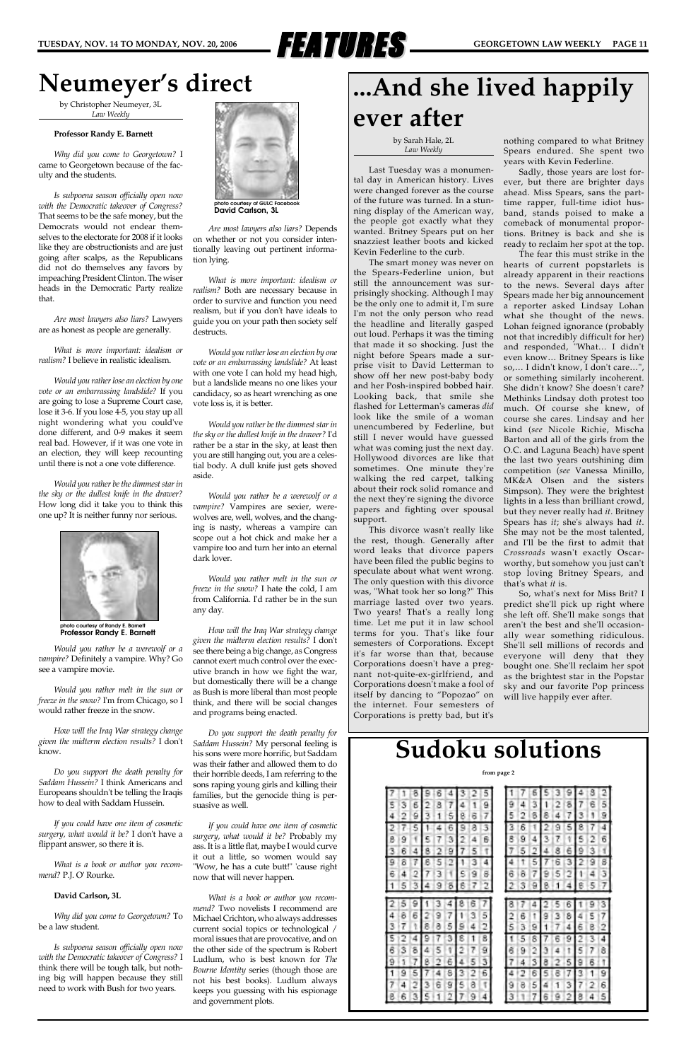# Neumeyer's direct

by Christopher Neumeyer, 3L
*Law Weekly*

**Professor Randy E. Barnett**

*Why did you come to Georgetown?* I came to Georgetown because of the faculty and the students.

*Is subpoena season officially open now with the Democratic takeover of Congress?* That seems to be the safe money, but the Democrats would not endear themselves to the electorate for 2008 if it looks like they are obstructionists and are just going after scalps, as the Republicans did not do themselves any favors by impeaching President Clinton. The wiser heads in the Democratic Party realize that.

*Are most lawyers also liars?* Lawyers are as honest as people are generally.

*What is more important: idealism or realism?* I believe in realistic idealism.

*Would you rather lose an election by one vote or an embarrassing landslide?* If you are going to lose a Supreme Court case, lose it 3-6. If you lose 4-5, you stay up all night wondering what you could've done different, and 0-9 makes it seem real bad. However, if it was one vote in an election, they will keep recounting until there is not a one vote difference.

*Would you rather be the dimmest star in the sky or the dullest knife in the drawer?* How long did it take you to think this one up? It is neither funny nor serious.

photo courtesy of Randy E. Barnett
**Professor Randy E. Barnett**

*Would you rather be a werewolf or a vampire?* Definitely a vampire. Why? Go see a vampire movie.

*Would you rather melt in the sun or freeze in the snow?* I'm from Chicago, so I would rather freeze in the snow.

*How will the Iraq War strategy change given the midterm election results?* I don't know.

*Do you support the death penalty for Saddam Hussein?* I think Americans and Europeans shouldn't be telling the Iraqis how to deal with Saddam Hussein.

*If you could have one item of cosmetic surgery, what would it be?* I don't have a flippant answer, so there it is.

*What is a book or author you recommend?* P.J. O' Rourke.

**David Carlson, 3L**

*Why did you come to Georgetown?* To be a law student.

*Is subpoena season officially open now with the Democratic takeover of Congress?* I think there will be tough talk, but nothing big will happen because they still need to work with Bush for two years.

photo courtesy of GULC Facebook
**David Carlson, 3L**

*Are most lawyers also liars?* Depends on whether or not you consider intentionally leaving out pertinent information lying.

*What is more important: idealism or realism?* Both are necessary because in order to survive and function you need realism, but if you don't have ideals to guide you on your path then society self destructs.

*Would you rather lose an election by one vote or an embarrassing landslide?* I'd rather with one vote I can hold my head high, but a landslide means no one likes your candidacy, so as heart wrenching as one vote loss is, it is better.

*Would you rather be the dimmest star in the sky or the dullest knife in the drawer?* I'd rather be a star in the sky, at least then you are still hanging out, you are a celestial body. A dull knife just gets shoved aside.

*Would you rather be a werewolf or a vampire?* Vampires are sexier, werewolves are, well, wolves, and the changing is nasty, whereas a vampire can scope out a hot chick and make her a vampire too and turn her into an eternal dark lover.

*Would you rather melt in the sun or freeze in the snow?* I hate the cold, I am from California. I'd rather be in the sun any day.

*How will the Iraq War strategy change given the midterm election results?* I don't see there being a big change, as Congress cannot exert much control over the executive branch in how we fight the war, but domestically there will be a change as Bush is more liberal than most people think, and there will be social changes and programs being enacted.

*Do you support the death penalty for Saddam Hussein?* My personal feeling is his sons were more horrific, but Saddam was their father and allowed them to do their horrible deeds, I am referring to the sons raping young girls and killing their families, but the genocide thing is persuasive as well.

*If you could have one item of cosmetic surgery, what would it be?* Probably my ass. It is a little flat, maybe I would curve it out a little, so women would say "Wow, he has a cute butt!" 'cause right now that will never happen.

*What is a book or author you recommend?* Two novelists I recommend are Michael Crichton, who always addresses current social topics or technological / moral issues that are provocative, and on the other side of the spectrum is Robert Ludlum, who is best known for *The Bourne Identity* series (though those are not his best books). Ludlum always keeps you guessing with his espionage and government plots.

# ...And she lived happily ever after

by Sarah Hale, 2L
*Law Weekly*

Last Tuesday was a monumental day in American history. Lives were changed forever as the course of the future was turned. In a stunning display of the American way, the people got exactly what they wanted. Britney Spears put on her snazziest leather boots and kicked Kevin Federline to the curb.

The smart money was never on the Spears-Federline union, but still the announcement was surprisingly shocking. Although I may be the only one to admit it, I'm sure I'm not the only person who read the headline and literally gasped out loud. Perhaps it was the timing that made it so shocking. Just the night before Spears made a surprise visit to David Letterman to show off her new post-baby body and her Posh-inspired bobbed hair. Looking back, that smile she flashed for Letterman's cameras *did* look like the smile of a woman unencumbered by Federline, but still I never would have guessed what was coming just the next day. Hollywood divorces are like that sometimes. One minute they're walking the red carpet, talking about their rock solid romance and the next they're signing the divorce papers and fighting over spousal support.

This divorce wasn't really like the rest, though. Generally after word leaks that divorce papers have been filed the public begins to speculate about what went wrong. The only question with this divorce was, "What took her so long?" This marriage lasted over two years. Two years! That's a really long time. Let me put it in law school terms for you. That's like four semesters of Corporations. Except it's far worse than that, because Corporations doesn't have a pregnant not-quite-ex-girlfriend, and Corporations doesn't make a fool of itself by dancing to "Popozao" on the internet. Four semesters of Corporations is pretty bad, but it's nothing compared to what Britney Spears endured. She spent two years with Kevin Federline.

Sadly, those years are lost forever, but there are brighter days ahead. Miss Spears, sans the part-time rapper, full-time idiot husband, stands poised to make a comeback of monumental proportions. Britney is back and she is ready to reclaim her spot at the top.

The fear this must strike in the hearts of current popstarlets is already apparent in their reactions to the news. Several days after Spears made her big announcement a reporter asked Lindsay Lohan what she thought of the news. Lohan feigned ignorance (probably not that incredibly difficult for her) and responded, "What... I didn't even know… Britney Spears is like so,… I didn't know, I don't care…", or something similarly incoherent. She didn't know? She doesn't care? Methinks Lindsay doth protest too much. Of course she knew, of course she cares. Lindsay and her kind (*see* Nicole Richie, Mischa Barton and all of the girls from the O.C. and Laguna Beach) have spent the last two years outshining dim competition (*see* Vanessa Minillo, MK&A Olsen and the sisters Simpson). They were the brightest lights in a less than brilliant crowd, but they never really had *it*. Britney Spears has *it*; she's always had *it*. She may not be the most talented, and I'll be the first to admit that *Crossroads* wasn't exactly Oscar-worthy, but somehow you just can't stop loving Britney Spears, and that's what *it* is.

So, what's next for Miss Brit? I predict she'll pick up right where she left off. She'll make songs that aren't the best and she'll occasionally wear something ridiculous. She'll sell millions of records and everyone will deny that they bought one. She'll reclaim her spot as the brightest star in the Popstar sky and our favorite Pop princess will live happily ever after.

# Sudoku solutions

**from page 2**

| | | | | | | | | |
|---|---|---|---|---|---|---|---|---|
| 7 | 1 | 8 | 9 | 6 | 4 | 3 | 2 | 5 |
| 5 | 3 | 6 | 2 | 8 | 7 | 4 | 1 | 9 |
| 4 | 2 | 9 | 3 | 1 | 5 | 8 | 6 | 7 |
| 2 | 7 | 5 | 1 | 4 | 6 | 9 | 8 | 3 |
| 8 | 9 | 1 | 5 | 7 | 3 | 2 | 4 | 6 |
| 3 | 6 | 4 | 8 | 2 | 9 | 7 | 5 | 1 |
| 9 | 8 | 7 | 6 | 5 | 2 | 1 | 3 | 4 |
| 6 | 4 | 2 | 7 | 3 | 1 | 5 | 9 | 8 |
| 1 | 5 | 3 | 4 | 9 | 8 | 6 | 7 | 2 |

| | | | | | | | | |
|---|---|---|---|---|---|---|---|---|
| 1 | 7 | 6 | 5 | 3 | 9 | 4 | 8 | 2 |
| 9 | 4 | 3 | 1 | 2 | 8 | 7 | 6 | 5 |
| 5 | 2 | 8 | 6 | 4 | 7 | 3 | 1 | 9 |
| 3 | 6 | 1 | 2 | 9 | 5 | 8 | 7 | 4 |
| 8 | 9 | 4 | 3 | 7 | 1 | 5 | 2 | 6 |
| 7 | 5 | 2 | 4 | 8 | 6 | 9 | 3 | 1 |
| 4 | 1 | 5 | 7 | 6 | 3 | 2 | 9 | 8 |
| 6 | 8 | 7 | 9 | 5 | 2 | 1 | 4 | 3 |
| 2 | 3 | 9 | 8 | 1 | 4 | 6 | 5 | 7 |

| | | | | | | | | |
|---|---|---|---|---|---|---|---|---|
| 2 | 5 | 9 | 1 | 3 | 4 | 8 | 6 | 7 |
| 4 | 8 | 6 | 2 | 9 | 7 | 1 | 3 | 5 |
| 3 | 7 | 1 | 6 | 8 | 5 | 9 | 4 | 2 |
| 5 | 2 | 4 | 9 | 7 | 3 | 6 | 1 | 8 |
| 6 | 3 | 8 | 4 | 5 | 1 | 2 | 7 | 9 |
| 9 | 1 | 7 | 8 | 2 | 6 | 4 | 5 | 3 |
| 1 | 9 | 5 | 7 | 4 | 8 | 3 | 2 | 6 |
| 7 | 4 | 2 | 3 | 6 | 9 | 5 | 8 | 1 |
| 8 | 6 | 3 | 5 | 1 | 2 | 7 | 9 | 4 |

| | | | | | | | | |
|---|---|---|---|---|---|---|---|---|
| 8 | 7 | 4 | 2 | 5 | 6 | 1 | 9 | 3 |
| 2 | 6 | 1 | 9 | 3 | 8 | 4 | 5 | 7 |
| 5 | 3 | 9 | 1 | 7 | 4 | 6 | 8 | 2 |
| 1 | 5 | 8 | 7 | 6 | 9 | 2 | 3 | 4 |
| 6 | 9 | 2 | 3 | 4 | 1 | 5 | 7 | 8 |
| 7 | 4 | 3 | 8 | 2 | 5 | 9 | 6 | 1 |
| 4 | 2 | 6 | 5 | 8 | 7 | 3 | 1 | 9 |
| 9 | 8 | 5 | 4 | 1 | 3 | 7 | 2 | 6 |
| 3 | 1 | 7 | 6 | 9 | 2 | 8 | 4 | 5 |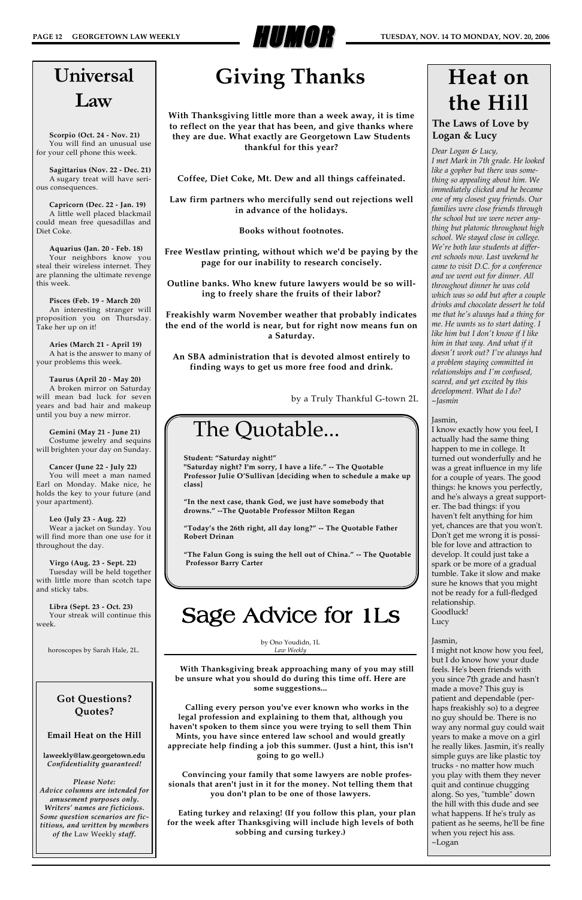# HUMOR

# Giving Thanks

**With Thanksgiving little more than a week away, it is time to reflect on the year that has been, and give thanks where they are due. What exactly are Georgetown Law Students thankful for this year?**

**Coffee, Diet Coke, Mt. Dew and all things caffeinated.**

**Law firm partners who mercifully send out rejections well in advance of the holidays.**

**Books without footnotes.**

**Free Westlaw printing, without which we'd be paying by the page for our inability to research concisely.**

**Outline banks. Who knew future lawyers would be so willing to freely share the fruits of their labor?**

**Freakishly warm November weather that probably indicates the end of the world is near, but for right now means fun on a Saturday.**

**An SBA administration that is devoted almost entirely to finding ways to get us more free food and drink.**

by a Truly Thankful G-town 2L

# Universal Law

**Scorpio (Oct. 24 - Nov. 21)**
You will find an unusual use for your cell phone this week.

**Sagittarius (Nov. 22 - Dec. 21)**
A sugary treat will have serious consequences.

**Capricorn (Dec. 22 - Jan. 19)**
A little well placed blackmail could mean free quesadillas and Diet Coke.

**Aquarius (Jan. 20 - Feb. 18)**
Your neighbors know you steal their wireless internet. They are planning the ultimate revenge this week.

**Pisces (Feb. 19 - March 20)**
An interesting stranger will proposition you on Thursday. Take her up on it!

**Aries (March 21 - April 19)**
A hat is the answer to many of your problems this week.

**Taurus (April 20 - May 20)**
A broken mirror on Saturday will mean bad luck for seven years and bad hair and makeup until you buy a new mirror.

**Gemini (May 21 - June 21)**
Costume jewelry and sequins will brighten your day on Sunday.

**Cancer (June 22 - July 22)**
You will meet a man named Earl on Monday. Make nice, he holds the key to your future (and your apartment).

**Leo (July 23 - Aug. 22)**
Wear a jacket on Sunday. You will find more than one use for it throughout the day.

**Virgo (Aug. 23 - Sept. 22)**
Tuesday will be held together with little more than scotch tape and sticky tabs.

**Libra (Sept. 23 - Oct. 23)**
Your streak will continue this week.

horoscopes by Sarah Hale, 2L.

## The Quotable...

**Student: "Saturday night!"**
**"Saturday night? I'm sorry, I have a life." -- The Quotable Professor Julie O'Sullivan [deciding when to schedule a make up class]**

**"In the next case, thank God, we just have somebody that drowns." --The Quotable Professor Milton Regan**

**"Today's the 26th right, all day long?" -- The Quotable Father Robert Drinan**

**"The Falun Gong is suing the hell out of China." -- The Quotable Professor Barry Carter**

# Sage Advice for 1Ls

by Ono Youdidn, 1L
*Law Weekly*

**With Thanksgiving break approaching many of you may still be unsure what you should do during this time off. Here are some suggestions...**

**Calling every person you've ever known who works in the legal profession and explaining to them that, although you haven't spoken to them since you were trying to sell them Thin Mints, you have since entered law school and would greatly appreciate help finding a job this summer. (Just a hint, this isn't going to go well.)**

**Convincing your family that some lawyers are noble professionals that aren't just in it for the money. Not telling them that you don't plan to be one of those lawyers.**

**Eating turkey and relaxing! (If you follow this plan, your plan for the week after Thanksgiving will include high levels of both sobbing and cursing turkey.)**

### Got Questions? Quotes?

**Email Heat on the Hill**

**laweekly@law.georgetown.edu**
***Confidentiality guaranteed!***

*Please Note:*
*Advice columns are intended for amusement purposes only. Writers' names are ficticious. Some question scenarios are fictitious, and written by members of the* Law Weekly *staff.*

# Heat on the Hill

### The Laws of Love by Logan & Lucy

*Dear Logan & Lucy,*
*I met Mark in 7th grade. He looked like a gopher but there was something so appealing about him. We immediately clicked and he became one of my closest guy friends. Our families were close friends through the school but we were never anything but platonic throughout high school. We stayed close in college. We're both law students at different schools now. Last weekend he came to visit D.C. for a conference and we went out for dinner. All throughout dinner he was cold which was so odd but after a couple drinks and chocolate dessert he told me that he's always had a thing for me. He wants us to start dating. I like him but I don't know if I like him in that way. And what if it doesn't work out? I've always had a problem staying committed in relationships and I'm confused, scared, and yet excited by this development. What do I do?*
*~Jasmin*

Jasmin,
I know exactly how you feel, I actually had the same thing happen to me in college. It turned out wonderfully and he was a great influence in my life for a couple of years. The good things: he knows you perfectly, and he's always a great supporter. The bad things: if you haven't felt anything for him yet, chances are that you won't. Don't get me wrong it is possible for love and attraction to develop. It could just take a spark or be more of a gradual tumble. Take it slow and make sure he knows that you might not be ready for a full-fledged relationship.
Goodluck!
Lucy

Jasmin,
I might not know how you feel, but I do know how your dude feels. He's been friends with you since 7th grade and hasn't made a move? This guy is patient and dependable (perhaps freakishly so) to a degree no guy should be. There is no way any normal guy could wait years to make a move on a girl he really likes. Jasmin, it's really simple guys are like plastic toy trucks - no matter how much you play with them they never quit and continue chugging along. So yes, "tumble" down the hill with this dude and see what happens. If he's truly as patient as he seems, he'll be fine when you reject his ass.
~Logan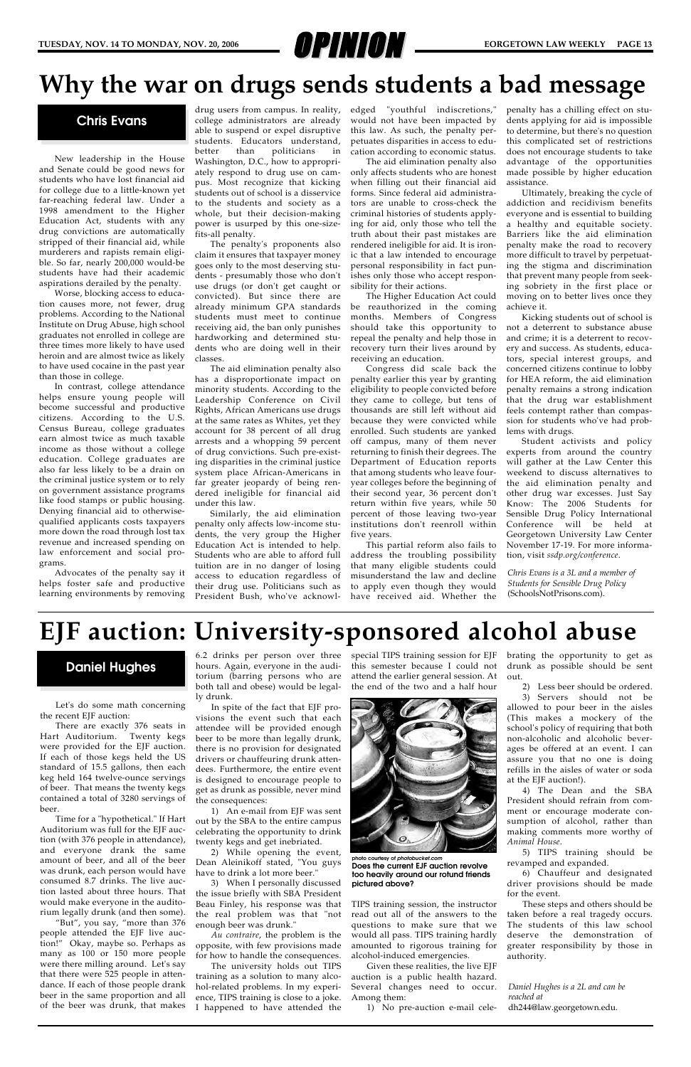# Why the war on drugs sends students a bad message

## Chris Evans

New leadership in the House and Senate could be good news for students who have lost financial aid for college due to a little-known yet far-reaching federal law. Under a 1998 amendment to the Higher Education Act, students with any drug convictions are automatically stripped of their financial aid, while murderers and rapists remain eligible. So far, nearly 200,000 would-be students have had their academic aspirations derailed by the penalty.

Worse, blocking access to education causes more, not fewer, drug problems. According to the National Institute on Drug Abuse, high school graduates not enrolled in college are three times more likely to have used heroin and are almost twice as likely to have used cocaine in the past year than those in college.

In contrast, college attendance helps ensure young people will become successful and productive citizens. According to the U.S. Census Bureau, college graduates earn almost twice as much taxable income as those without a college education. College graduates are also far less likely to be a drain on the criminal justice system or to rely on government assistance programs like food stamps or public housing. Denying financial aid to otherwise-qualified applicants costs taxpayers more down the road through lost tax revenue and increased spending on law enforcement and social programs.

Advocates of the penalty say it helps foster safe and productive learning environments by removing drug users from campus. In reality, college administrators are already able to suspend or expel disruptive students. Educators understand, better than politicians in Washington, D.C., how to appropriately respond to drug use on campus. Most recognize that kicking students out of school is a disservice to the students and society as a whole, but their decision-making power is usurped by this one-size-fits-all penalty.

The penalty's proponents also claim it ensures that taxpayer money goes only to the most deserving students - presumably those who don't use drugs (or don't get caught or convicted). But since there are already minimum GPA standards students must meet to continue receiving aid, the ban only punishes hardworking and determined students who are doing well in their classes.

The aid elimination penalty also has a disproportionate impact on minority students. According to the Leadership Conference on Civil Rights, African Americans use drugs at the same rates as Whites, yet they account for 38 percent of all drug arrests and a whopping 59 percent of drug convictions. Such pre-existing disparities in the criminal justice system place African-Americans in far greater jeopardy of being rendered ineligible for financial aid under this law.

Similarly, the aid elimination penalty only affects low-income students, the very group the Higher Education Act is intended to help. Students who are able to afford full tuition are in no danger of losing access to education regardless of their drug use. Politicians such as President Bush, who've acknowledged "youthful indiscretions," would not have been impacted by this law. As such, the penalty perpetuates disparities in access to education according to economic status.

The aid elimination penalty also only affects students who are honest when filling out their financial aid forms. Since federal aid administrators are unable to cross-check the criminal histories of students applying for aid, only those who tell the truth about their past mistakes are rendered ineligible for aid. It is ironic that a law intended to encourage personal responsibility in fact punishes only those who accept responsibility for their actions.

The Higher Education Act could be reauthorized in the coming months. Members of Congress should take this opportunity to repeal the penalty and help those in recovery turn their lives around by receiving an education.

Congress did scale back the penalty earlier this year by granting eligibility to people convicted before they came to college, but tens of thousands are still left without aid because they were convicted while enrolled. Such students are yanked off campus, many of them never returning to finish their degrees. The Department of Education reports that among students who leave four-year colleges before the beginning of their second year, 36 percent don't return within five years, while 50 percent of those leaving two-year institutions don't reenroll within five years.

This partial reform also fails to address the troubling possibility that many eligible students could misunderstand the law and decline to apply even though they would have received aid. Whether the penalty has a chilling effect on students applying for aid is impossible to determine, but there's no question this complicated set of restrictions does not encourage students to take advantage of the opportunities made possible by higher education assistance.

Ultimately, breaking the cycle of addiction and recidivism benefits everyone and is essential to building a healthy and equitable society. Barriers like the aid elimination penalty make the road to recovery more difficult to travel by perpetuating the stigma and discrimination that prevent many people from seeking sobriety in the first place or moving on to better lives once they achieve it.

Kicking students out of school is not a deterrent to substance abuse and crime; it is a deterrent to recovery and success. As students, educators, special interest groups, and concerned citizens continue to lobby for HEA reform, the aid elimination penalty remains a strong indication that the drug war establishment feels contempt rather than compassion for students who've had problems with drugs.

Student activists and policy experts from around the country will gather at the Law Center this weekend to discuss alternatives to the aid elimination penalty and other drug war excesses. Just Say Know: The 2006 Students for Sensible Drug Policy International Conference will be held at Georgetown University Law Center November 17-19. For more information, visit *ssdp.org/conference*.

*Chris Evans is a 3L and a member of Students for Sensible Drug Policy* (SchoolsNotPrisons.com).

# EJF auction: University-sponsored alcohol abuse

## Daniel Hughes

Let's do some math concerning the recent EJF auction:

There are exactly 376 seats in Hart Auditorium. Twenty kegs were provided for the EJF auction. If each of those kegs held the US standard of 15.5 gallons, then each keg held 164 twelve-ounce servings of beer. That means the twenty kegs contained a total of 3280 servings of beer.

Time for a "hypothetical." If Hart Auditorium was full for the EJF auction (with 376 people in attendance), and everyone drank the same amount of beer, and all of the beer was drunk, each person would have consumed 8.7 drinks. The live auction lasted about three hours. That would make everyone in the auditorium legally drunk (and then some).

"But", you say, "more than 376 people attended the EJF live auction!" Okay, maybe so. Perhaps as many as 100 or 150 more people were there milling around. Let's say that there were 525 people in attendance. If each of those people drank beer in the same proportion and all of the beer was drunk, that makes 6.2 drinks per person over three hours. Again, everyone in the auditorium (barring persons who are both tall and obese) would be legally drunk.

In spite of the fact that EJF provisions the event such that each attendee will be provided enough beer to be more than legally drunk, there is no provision for designated drivers or chauffeuring drunk attendees. Furthermore, the entire event is designed to encourage people to get as drunk as possible, never mind the consequences:

1) An e-mail from EJF was sent out by the SBA to the entire campus celebrating the opportunity to drink twenty kegs and get inebriated.

2) While opening the event, Dean Aleinikoff stated, "You guys have to drink a lot more beer."

3) When I personally discussed the issue briefly with SBA President Beau Finley, his response was that the real problem was that "not enough beer was drunk."

*Au contraire*, the problem is the opposite, with few provisions made for how to handle the consequences.

The university holds out TIPS training as a solution to many alcohol-related problems. In my experience, TIPS training is close to a joke. I happened to have attended the special TIPS training session for EJF this semester because I could not attend the earlier general session. At the end of the two and a half hour TIPS training session, the instructor read out all of the answers to the questions to make sure that we would all pass. TIPS training hardly amounted to rigorous training for alcohol-induced emergencies.

*photo courtesy of photobucket.com*
**Does the current EJF auction revolve too heavily around our rotund friends pictured above?**

Given these realities, the live EJF auction is a public health hazard. Several changes need to occur. Among them:

1) No pre-auction e-mail celebrating the opportunity to get as drunk as possible should be sent out.

2) Less beer should be ordered.

3) Servers should not be allowed to pour beer in the aisles (This makes a mockery of the school's policy of requiring that both non-alcoholic and alcoholic beverages be offered at an event. I can assure you that no one is doing refills in the aisles of water or soda at the EJF auction!).

4) The Dean and the SBA President should refrain from comment or encourage moderate consumption of alcohol, rather than making comments more worthy of *Animal House*.

5) TIPS training should be revamped and expanded.

6) Chauffeur and designated driver provisions should be made for the event.

These steps and others should be taken before a real tragedy occurs. The students of this law school deserve the demonstration of greater responsibility by those in authority.

*Daniel Hughes is a 2L and can be reached at* dh244@law.georgetown.edu.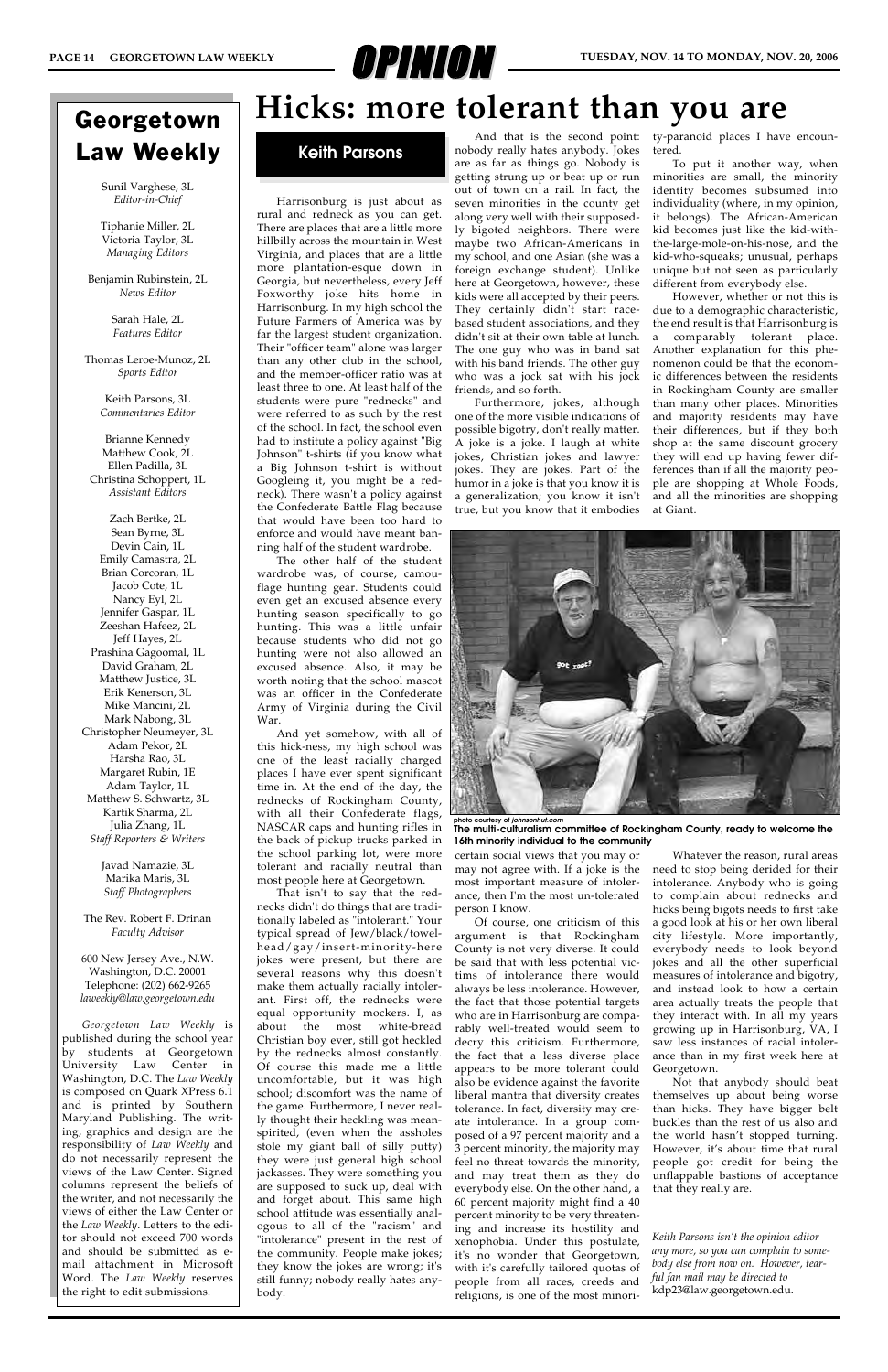# Hicks: more tolerant than you are

## Keith Parsons

Harrisonburg is just about as rural and redneck as you can get. There are places that are a little more hillbilly across the mountain in West Virginia, and places that are a little more plantation-esque down in Georgia, but nevertheless, every Jeff Foxworthy joke hits home in Harrisonburg. In my high school the Future Farmers of America was by far the largest student organization. Their "officer team" alone was larger than any other club in the school, and the member-officer ratio was at least three to one. At least half of the students were pure "rednecks" and were referred to as such by the rest of the school. In fact, the school even had to institute a policy against "Big Johnson" t-shirts (if you know what a Big Johnson t-shirt is without Googleing it, you might be a redneck). There wasn't a policy against the Confederate Battle Flag because that would have been too hard to enforce and would have meant banning half of the student wardrobe.

The other half of the student wardrobe was, of course, camouflage hunting gear. Students could even get an excused absence every hunting season specifically to go hunting. This was a little unfair because students who did not go hunting were not also allowed an excused absence. Also, it may be worth noting that the school mascot was an officer in the Confederate Army of Virginia during the Civil War.

And yet somehow, with all of this hick-ness, my high school was one of the least racially charged places I have ever spent significant time in. At the end of the day, the rednecks of Rockingham County, with all their Confederate flags, NASCAR caps and hunting rifles in the back of pickup trucks parked in the school parking lot, were more tolerant and racially neutral than most people here at Georgetown.

That isn't to say that the rednecks didn't do things that are traditionally labeled as "intolerant." Your typical spread of Jew/black/towel-head/gay/insert-minority-here jokes were present, but there are several reasons why this doesn't make them actually racially intolerant. First off, the rednecks were equal opportunity mockers. I, as about the most white-bread Christian boy ever, still got heckled by the rednecks almost constantly. Of course this made me a little uncomfortable, but it was high school; discomfort was the name of the game. Furthermore, I never really thought their heckling was mean-spirited, (even when the assholes stole my giant ball of silly putty) they were just general high school jackasses. They were something you are supposed to suck up, deal with and forget about. This same high school attitude was essentially analogous to all of the "racism" and "intolerance" present in the rest of the community. People make jokes; they know the jokes are wrong; it's still funny; nobody really hates anybody.

And that is the second point: nobody really hates anybody. Jokes are as far as things go. Nobody is getting strung up or beat up or run out of town on a rail. In fact, the seven minorities in the county get along very well with their supposedly bigoted neighbors. There were maybe two African-Americans in my school, and one Asian (she was a foreign exchange student). Unlike here at Georgetown, however, these kids were all accepted by their peers. They certainly didn't start race-based student associations, and they didn't sit at their own table at lunch. The one guy who was in band sat with his band friends. The other guy who was a jock sat with his jock friends, and so forth.

Furthermore, jokes, although one of the more visible indications of possible bigotry, don't really matter. A joke is a joke. I laugh at white jokes, Christian jokes and lawyer jokes. They are jokes. Part of the humor in a joke is that you know it is a generalization; you know it isn't true, but you know that it embodies certain social views that you may or may not agree with. If a joke is the most important measure of intolerance, then I'm the most un-tolerated person I know.

Of course, one criticism of this argument is that Rockingham County is not very diverse. It could be said that with less potential victims of intolerance there would always be less intolerance. However, the fact that those potential targets who are in Harrisonburg are comparably well-treated would seem to decry this criticism. Furthermore, the fact that a less diverse place appears to be more tolerant could also be evidence against the favorite liberal mantra that diversity creates tolerance. In fact, diversity may create intolerance. In a group composed of a 97 percent majority and a 3 percent minority, the majority may feel no threat towards the minority, and may treat them as they do everybody else. On the other hand, a 60 percent majority might find a 40 percent minority to be very threatening and increase its hostility and xenophobia. Under this postulate, it's no wonder that Georgetown, with it's carefully tailored quotas of people from all races, creeds and religions, is one of the most minority-paranoid places I have encountered.

To put it another way, when minorities are small, the minority identity becomes subsumed into individuality (where, in my opinion, it belongs). The African-American kid becomes just like the kid-with-the-large-mole-on-his-nose, and the kid-who-squeaks; unusual, perhaps unique but not seen as particularly different from everybody else.

However, whether or not this is due to a demographic characteristic, the end result is that Harrisonburg is a comparably tolerant place. Another explanation for this phenomenon could be that the economic differences between the residents in Rockingham County are smaller than many other places. Minorities and majority residents may have their differences, but if they both shop at the same discount grocery they will end up having fewer differences than if all the majority people are shopping at Whole Foods, and all the minorities are shopping at Giant.

photo courtesy of *johnsonhut.com*

**The multi-culturalism committee of Rockingham County, ready to welcome the 16th minority individual to the community**

Whatever the reason, rural areas need to stop being derided for their intolerance. Anybody who is going to complain about rednecks and hicks being bigots needs to first take a good look at his or her own liberal city lifestyle. More importantly, everybody needs to look beyond jokes and all the other superficial measures of intolerance and bigotry, and instead look to how a certain area actually treats the people that they interact with. In all my years growing up in Harrisonburg, VA, I saw less instances of racial intolerance than in my first week here at Georgetown.

Not that anybody should beat themselves up about being worse than hicks. They have bigger belt buckles than the rest of us also and the world hasn't stopped turning. However, it's about time that rural people got credit for being the unflappable bastions of acceptance that they really are.

*Keith Parsons isn't the opinion editor any more, so you can complain to somebody else from now on. However, tearful fan mail may be directed to* kdp23@law.georgetown.edu.

---

## Georgetown Law Weekly

Sunil Varghese, 3L
*Editor-in-Chief*

Tiphanie Miller, 2L
Victoria Taylor, 3L
*Managing Editors*

Benjamin Rubinstein, 2L
*News Editor*

Sarah Hale, 2L
*Features Editor*

Thomas Leroe-Munoz, 2L
*Sports Editor*

Keith Parsons, 3L
*Commentaries Editor*

Brianne Kennedy
Matthew Cook, 2L
Ellen Padilla, 3L
Christina Schoppert, 1L
*Assistant Editors*

Zach Bertke, 2L
Sean Byrne, 3L
Devin Cain, 1L
Emily Camastra, 2L
Brian Corcoran, 1L
Jacob Cote, 1L
Nancy Eyl, 2L
Jennifer Gaspar, 1L
Zeeshan Hafeez, 2L
Jeff Hayes, 2L
Prashina Gagoomal, 1L
David Graham, 2L
Matthew Justice, 3L
Erik Kenerson, 3L
Mike Mancini, 2L
Mark Nabong, 3L
Christopher Neumeyer, 3L
Adam Pekor, 2L
Harsha Rao, 3L
Margaret Rubin, 1E
Adam Taylor, 1L
Matthew S. Schwartz, 3L
Kartik Sharma, 2L
Julia Zhang, 1L
*Staff Reporters & Writers*

Javad Namazie, 3L
Marika Maris, 3L
*Staff Photographers*

The Rev. Robert F. Drinan
*Faculty Advisor*

600 New Jersey Ave., N.W.
Washington, D.C. 20001
Telephone: (202) 662-9265
*laweekly@law.georgetown.edu*

*Georgetown Law Weekly* is published during the school year by students at Georgetown University Law Center in Washington, D.C. The *Law Weekly* is composed on Quark XPress 6.1 and is printed by Southern Maryland Publishing. The writing, graphics and design are the responsibility of *Law Weekly* and do not necessarily represent the views of the Law Center. Signed columns represent the beliefs of the writer, and not necessarily the views of either the Law Center or the *Law Weekly*. Letters to the editor should not exceed 700 words and should be submitted as e-mail attachment in Microsoft Word. The *Law Weekly* reserves the right to edit submissions.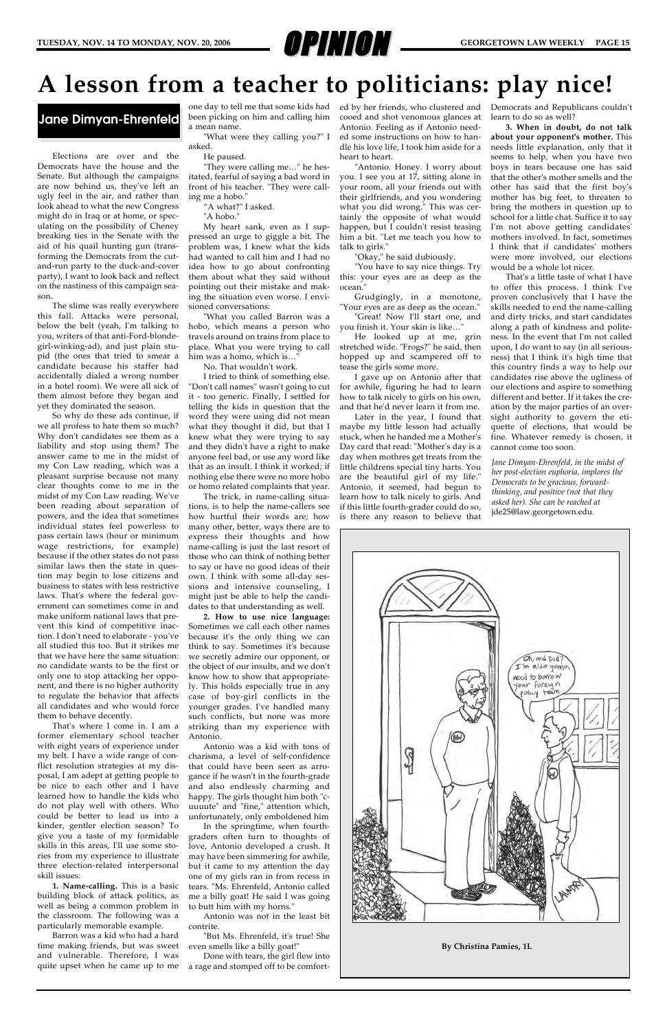# A lesson from a teacher to politicians: play nice!

**Jane Dimyan-Ehrenfeld**

Elections are over and the Democrats have the house and the Senate. But although the campaigns are now behind us, they've left an ugly feel in the air, and rather than look ahead to what the new Congress might do in Iraq or at home, or speculating on the possibility of Cheney breaking ties in the Senate with the aid of his quail hunting gun (transforming the Democrats from the cut-and-run party to the duck-and-cover party), I want to look back and reflect on the nastiness of this campaign season.

The slime was really everywhere this fall. Attacks were personal, below the belt (yeah, I'm talking to you, writers of that anti-Ford-blonde-girl-winking-ad), and just plain stupid (the ones that tried to smear a candidate because his staffer had accidentally dialed a wrong number in a hotel room). We were all sick of them almost before they began and yet they dominated the season.

So why do these ads continue, if we all profess to hate them so much? Why don't candidates see them as a liability and stop using them? The answer came to me in the midst of my Con Law reading, which was a pleasant surprise because not many clear thoughts come to me in the midst of my Con Law reading. We've been reading about separation of powers, and the idea that sometimes individual states feel powerless to pass certain laws (hour or minimum wage restrictions, for example) because if the other states do not pass similar laws then the state in question may begin to lose citizens and business to states with less restrictive laws. That's where the federal government can sometimes come in and make uniform national laws that prevent this kind of competitive inaction. I don't need to elaborate - you've all studied this too. But it strikes me that we have here the same situation: no candidate wants to be the first or only one to stop attacking her opponent, and there is no higher authority to regulate the behavior that affects all candidates and who would force them to behave decently.

That's where I come in. I am a former elementary school teacher with eight years of experience under my belt. I have a wide range of conflict resolution strategies at my disposal, I am adept at getting people to be nice to each other and I have learned how to handle the kids who do not play well with others. Who could be better to lead us into a kinder, gentler election season? To give you a taste of my formidable skills in this areas, I'll use some stories from my experience to illustrate three election-related interpersonal skill issues:

**1. Name-calling.** This is a basic building block of attack politics, as well as being a common problem in the classroom. The following was a particularly memorable example.

Barron was a kid who had a hard time making friends, but was sweet and vulnerable. Therefore, I was quite upset when he came up to me one day to tell me that some kids had been picking on him and calling him a mean name.

"What were they calling you?" I asked.

He paused.

"They were calling me…" he hesitated, fearful of saying a bad word in front of his teacher. "They were calling me a hobo."

"A what?" I asked.

"A hobo."

My heart sank, even as I suppressed an urge to giggle a bit. The problem was, I knew what the kids had wanted to call him and I had no idea how to go about confronting them about what they said without pointing out their mistake and making the situation even worse. I envisioned conversations:

"What you called Barron was a hobo, which means a person who travels around on trains from place to place. What you were trying to call him was a homo, which is…"

No. That wouldn't work.

I tried to think of something else. "Don't call names" wasn't going to cut it - too generic. Finally, I settled for telling the kids in question that the word they were using did not mean what they thought it did, but that I knew what they were trying to say and they didn't have a right to make anyone feel bad, or use any word like that as an insult. I think it worked; if nothing else there were no more hobo or homo related complaints that year.

The trick, in name-calling situations, is to help the name-callers see how hurtful their words are; how many other, better, ways there are to express their thoughts and how name-calling is just the last resort of those who can think of nothing better to say or have no good ideas of their own. I think with some all-day sessions and intensive counseling, I might just be able to help the candidates to that understanding as well.

**2. How to use nice language:** Sometimes we call each other names because it's the only thing we can think to say. Sometimes it's because we secretly admire our opponent, or the object of our insults, and we don't know how to show that appropriately. This holds especially true in any case of boy-girl conflicts in the younger grades. I've handled many such conflicts, but none was more striking than my experience with Antonio.

Antonio was a kid with tons of charisma, a level of self-confidence that could have been seen as arrogance if he wasn't in the fourth-grade and also endlessly charming and happy. The girls thought him both "c-uuuute" and "fine," attention which, unfortunately, only emboldened him.

In the springtime, when fourth-graders often turn to thoughts of love, Antonio developed a crush. It may have been simmering for awhile, but it came to my attention the day one of my girls ran in from recess in tears. "Ms. Ehrenfeld, Antonio called me a billy goat! He said I was going to butt him with my horns."

Antonio was not in the least bit contrite.

"But Ms. Ehrenfeld, it's true! She even smells like a billy goat!"

Done with tears, the girl flew into a rage and stomped off to be comforted by her friends, who clustered and cooed and shot venomous glances at Antonio. Feeling as if Antonio needed some instructions on how to handle his love life, I took him aside for a heart to heart.

"Antonio. Honey. I worry about you. I see you at 17, sitting alone in your room, all your friends out with their girlfriends, and you wondering what you did wrong." This was certainly the opposite of what would happen, but I couldn't resist teasing him a bit. "Let me teach you how to talk to girls."

"Okay," he said dubiously.

"You have to say nice things. Try this: your eyes are as deep as the ocean."

Grudgingly, in a monotone, "Your eyes are as deep as the ocean."

"Great! Now I'll start one, and you finish it. Your skin is like…"

He looked up at me, grin stretched wide. "Frogs?" he said, then hopped up and scampered off to tease the girls some more.

I gave up on Antonio after that for awhile, figuring he had to learn how to talk nicely to girls on his own, and that he'd never learn it from me.

Later in the year, I found that maybe my little lesson had actually stuck, when he handed me a Mother's Day card that read: "Mother's day is a day when mothres get treats from the little childrens special tiny harts. You are the beautiful girl of my life." Antonio, it seemed, had begun to learn how to talk nicely to girls. And if this little fourth-grader could do so, is there any reason to believe that Democrats and Republicans couldn't learn to do so as well?

**3. When in doubt, do not talk about your opponent's mother.** This needs little explanation, only that it seems to help, when you have two boys in tears because one has said that the other's mother smells and the other has said that the first boy's mother has big feet, to threaten to bring the mothers in question up to school for a little chat. Suffice it to say I'm not above getting candidates' mothers involved. In fact, sometimes I think that if candidates' mothers were more involved, our elections would be a whole lot nicer.

That's a little taste of what I have to offer this process. I think I've proven conclusively that I have the skills needed to end the name-calling and dirty tricks, and start candidates along a path of kindness and politeness. In the event that I'm not called upon, I do want to say (in all seriousness) that I think it's high time that this country finds a way to help our candidates rise above the ugliness of our elections and aspire to something different and better. If it takes the creation by the major parties of an oversight authority to govern the etiquette of elections, that would be fine. Whatever remedy is chosen, it cannot come too soon.

*Jane Dimyan-Ehrenfeld, in the midst of her post-election euphoria, implores the Democrats to be gracious, forward-thinking, and positive (not that they asked her). She can be reached at* jde25@law.georgetown.edu.

By Christina Pamies, 1L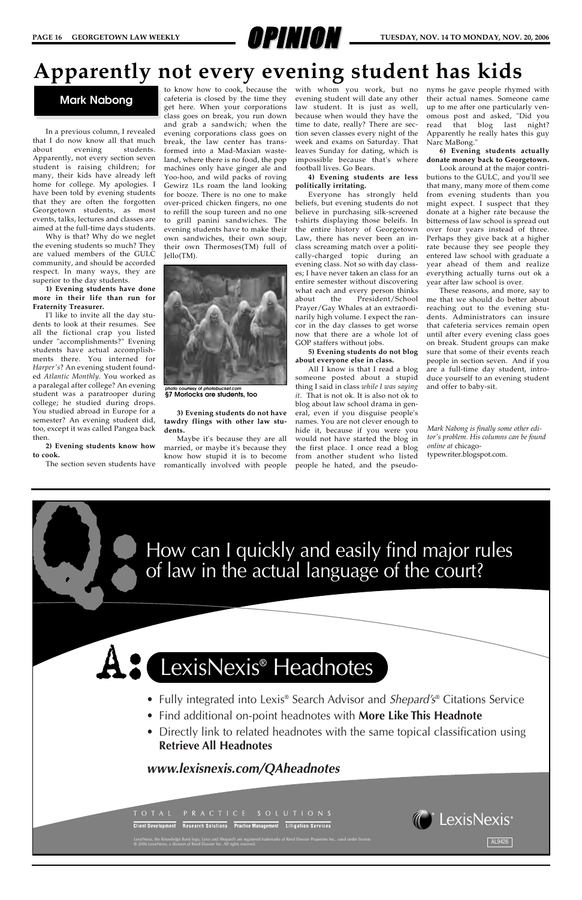# Apparently not every evening student has kids

## Mark Nabong

In a previous column, I revealed that I do now know all that much about evening students. Apparently, not every section seven student is raising children; for many, their kids have already left home for college. My apologies. I have been told by evening students that they are often the forgotten Georgetown students, as most events, talks, lectures and classes are aimed at the full-time days students.

Why is that? Why do we neglet the evening students so much? They are valued members of the GULC community, and should be accorded respect. In many ways, they are superior to the day students.

**1) Evening students have done more in their life than run for Fraternity Treasurer.**

I'l like to invite all the day students to look at their resumes. See all the fictional crap you listed under "accomplishments?" Evening students have actual accomplishments there. You interned for *Harper's*? An evening student founded *Atlantic Monthly*. You worked as a paralegal after college? An evening student was a paratrooper during college; he studied during drops. You studied abroad in Europe for a semester? An evening student did, too, except it was called Pangea back then.

**2) Evening students know how to cook.**

The section seven students have to know how to cook, because the cafeteria is closed by the time they get here. When your corporations class goes on break, you run down and grab a sandwich; when the evening corporations class goes on break, the law center has transformed into a Mad-Maxian wasteland, where there is no food, the pop machines only have ginger ale and Yoo-hoo, and wild packs of roving Gewirz 1Ls roam the land looking for booze. There is no one to make over-priced chicken fingers, no one to refill the soup tureen and no one to grill panini sandwiches. The evening students have to make their own sandwiches, their own soup, their own Thermoses(TM) full of Jello(TM).

*photo courtesy of photobucket.com*
**§7 Morlocks are students, too**

**3) Evening students do not have tawdry flings with other law students.**

Maybe it's because they are all married, or maybe it's because they know how stupid it is to become romantically involved with people with whom you work, but no evening student will date any other law student. It is just as well, because when would they have the time to date, really? There are section seven classes every night of the week and exams on Saturday. That leaves Sunday for dating, which is impossible because that's where football lives. Go Bears.

**4) Evening students are less politically irritating.**

Everyone has strongly held beliefs, but evening students do not believe in purchasing silk-screened t-shirts displaying those beleifs. In the entire history of Georgetown Law, there has never been an in-class screaming match over a politically-charged topic during an evening class. Not so with day classes; I have never taken an class for an entire semester without discovering what each and every person thinks about the President/School Prayer/Gay Whales at an extraordinarily high volume. I expect the rancor in the day classes to get worse now that there are a whole lot of GOP staffers without jobs.

**5) Evening students do not blog about everyone else in class.**

All I know is that I read a blog someone posted about a stupid thing I said in class *while I was saying it*. That is not ok. It is also not ok to blog about law school drama in general, even if you disguise people's names. You are not clever enough to hide it, because if you were you would not have started the blog in the first place. I once read a blog from another student who listed people he hated, and the pseudonyms he gave people rhymed with their actual names. Someone came up to me after one particularly venomous post and asked, "Did you read that blog last night? Apparently he really hates this guy Narc MaBong."

**6) Evening students actually donate money back to Georgetown.**

Look around at the major contributions to the GULC, and you'll see that many, many more of them come from evening students than you might expect. I suspect that they donate at a higher rate because the bitterness of law school is spread out over four years instead of three. Perhaps they give back at a higher rate because they see people they entered law school with graduate a year ahead of them and realize everything actually turns out ok a year after law school is over.

These reasons, and more, say to me that we should do better about reaching out to the evening students. Administrators can insure that cafeteria services remain open until after every evening class goes on break. Student groups can make sure that some of their events reach people in section seven. And if you are a full-time day student, introduce yourself to an evening student and offer to baby-sit.

*Mark Nabong is finally some other editor's problem. His columns can be found online at* chicago-typewriter.blogspot.com.

---

How can I quickly and easily find major rules of law in the actual language of the court?

A: LexisNexis® Headnotes

- Fully integrated into Lexis® Search Advisor and *Shepard's*® Citations Service
- Find additional on-point headnotes with **More Like This Headnote**
- Directly link to related headnotes with the same topical classification using **Retrieve All Headnotes**

***www.lexisnexis.com/QAheadnotes***

TOTAL PRACTICE SOLUTIONS

Client Development | Research Solutions | Practice Management | Litigation Services

LexisNexis®

LexisNexis, the Knowledge Burst logo, Lexis and Shepard's are registered trademarks of Reed Elsevier Properties Inc., used under license. © 2006 LexisNexis, a division of Reed Elsevier Inc. All rights reserved.

AL9426